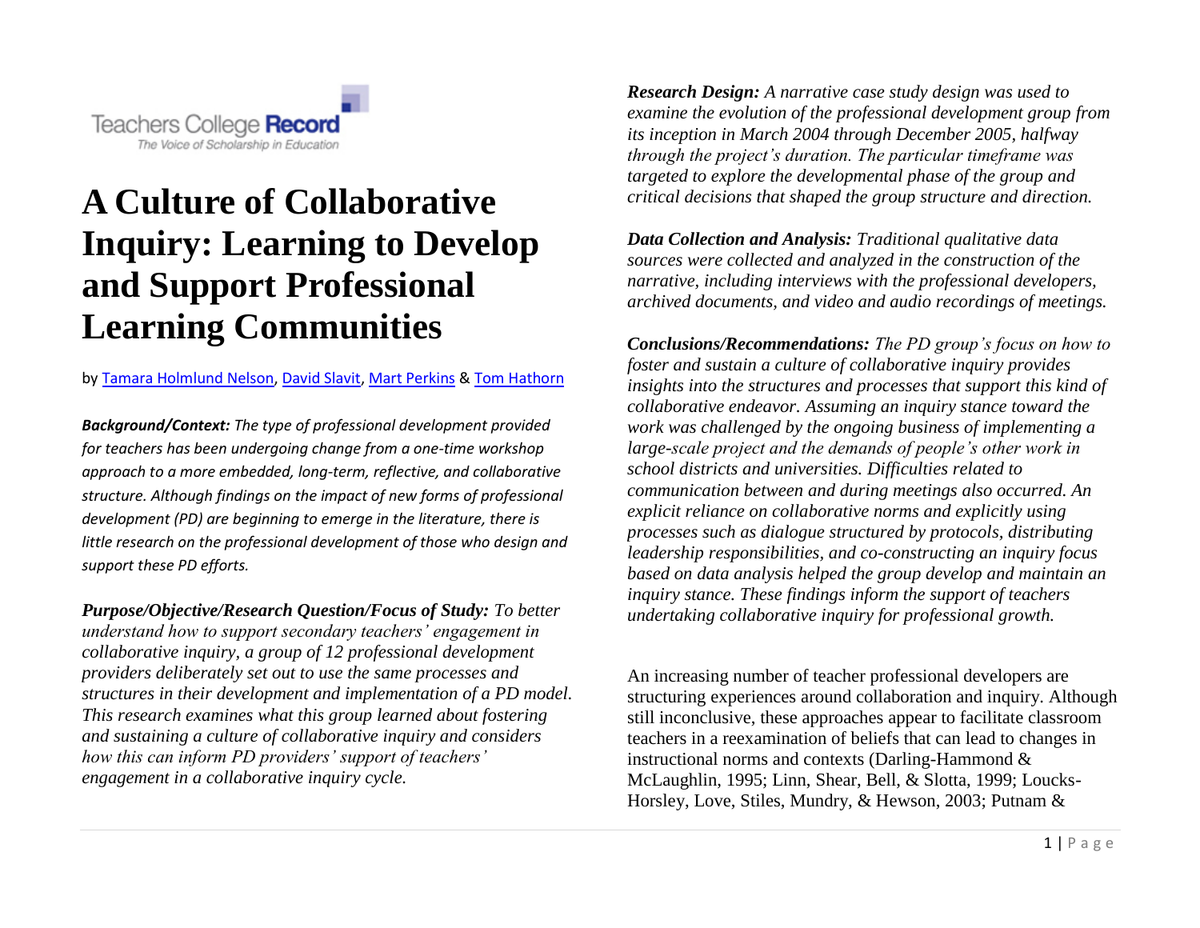Teachers College **Record**
*The Voice of Scholarship in Education*

# A Culture of Collaborative Inquiry: Learning to Develop and Support Professional Learning Communities

by Tamara Holmlund Nelson, David Slavit, Mart Perkins & Tom Hathorn

***Background/Context:*** *The type of professional development provided for teachers has been undergoing change from a one-time workshop approach to a more embedded, long-term, reflective, and collaborative structure. Although findings on the impact of new forms of professional development (PD) are beginning to emerge in the literature, there is little research on the professional development of those who design and support these PD efforts.*

***Purpose/Objective/Research Question/Focus of Study:*** *To better understand how to support secondary teachers' engagement in collaborative inquiry, a group of 12 professional development providers deliberately set out to use the same processes and structures in their development and implementation of a PD model. This research examines what this group learned about fostering and sustaining a culture of collaborative inquiry and considers how this can inform PD providers' support of teachers' engagement in a collaborative inquiry cycle.*

***Research Design:*** *A narrative case study design was used to examine the evolution of the professional development group from its inception in March 2004 through December 2005, halfway through the project's duration. The particular timeframe was targeted to explore the developmental phase of the group and critical decisions that shaped the group structure and direction.*

***Data Collection and Analysis:*** *Traditional qualitative data sources were collected and analyzed in the construction of the narrative, including interviews with the professional developers, archived documents, and video and audio recordings of meetings.*

***Conclusions/Recommendations:*** *The PD group's focus on how to foster and sustain a culture of collaborative inquiry provides insights into the structures and processes that support this kind of collaborative endeavor. Assuming an inquiry stance toward the work was challenged by the ongoing business of implementing a large-scale project and the demands of people's other work in school districts and universities. Difficulties related to communication between and during meetings also occurred. An explicit reliance on collaborative norms and explicitly using processes such as dialogue structured by protocols, distributing leadership responsibilities, and co-constructing an inquiry focus based on data analysis helped the group develop and maintain an inquiry stance. These findings inform the support of teachers undertaking collaborative inquiry for professional growth.*

An increasing number of teacher professional developers are structuring experiences around collaboration and inquiry. Although still inconclusive, these approaches appear to facilitate classroom teachers in a reexamination of beliefs that can lead to changes in instructional norms and contexts (Darling-Hammond & McLaughlin, 1995; Linn, Shear, Bell, & Slotta, 1999; Loucks-Horsley, Love, Stiles, Mundry, & Hewson, 2003; Putnam &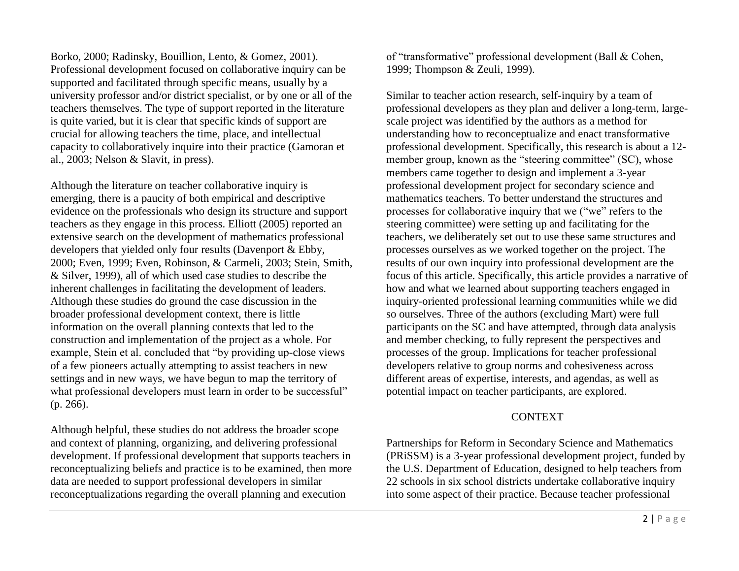Borko, 2000; Radinsky, Bouillion, Lento, & Gomez, 2001). Professional development focused on collaborative inquiry can be supported and facilitated through specific means, usually by a university professor and/or district specialist, or by one or all of the teachers themselves. The type of support reported in the literature is quite varied, but it is clear that specific kinds of support are crucial for allowing teachers the time, place, and intellectual capacity to collaboratively inquire into their practice (Gamoran et al., 2003; Nelson & Slavit, in press).

Although the literature on teacher collaborative inquiry is emerging, there is a paucity of both empirical and descriptive evidence on the professionals who design its structure and support teachers as they engage in this process. Elliott (2005) reported an extensive search on the development of mathematics professional developers that yielded only four results (Davenport & Ebby, 2000; Even, 1999; Even, Robinson, & Carmeli, 2003; Stein, Smith, & Silver, 1999), all of which used case studies to describe the inherent challenges in facilitating the development of leaders. Although these studies do ground the case discussion in the broader professional development context, there is little information on the overall planning contexts that led to the construction and implementation of the project as a whole. For example, Stein et al. concluded that "by providing up-close views of a few pioneers actually attempting to assist teachers in new settings and in new ways, we have begun to map the territory of what professional developers must learn in order to be successful" (p. 266).

Although helpful, these studies do not address the broader scope and context of planning, organizing, and delivering professional development. If professional development that supports teachers in reconceptualizing beliefs and practice is to be examined, then more data are needed to support professional developers in similar reconceptualizations regarding the overall planning and execution of "transformative" professional development (Ball & Cohen, 1999; Thompson & Zeuli, 1999).

Similar to teacher action research, self-inquiry by a team of professional developers as they plan and deliver a long-term, large-scale project was identified by the authors as a method for understanding how to reconceptualize and enact transformative professional development. Specifically, this research is about a 12-member group, known as the "steering committee" (SC), whose members came together to design and implement a 3-year professional development project for secondary science and mathematics teachers. To better understand the structures and processes for collaborative inquiry that we ("we" refers to the steering committee) were setting up and facilitating for the teachers, we deliberately set out to use these same structures and processes ourselves as we worked together on the project. The results of our own inquiry into professional development are the focus of this article. Specifically, this article provides a narrative of how and what we learned about supporting teachers engaged in inquiry-oriented professional learning communities while we did so ourselves. Three of the authors (excluding Mart) were full participants on the SC and have attempted, through data analysis and member checking, to fully represent the perspectives and processes of the group. Implications for teacher professional developers relative to group norms and cohesiveness across different areas of expertise, interests, and agendas, as well as potential impact on teacher participants, are explored.

## CONTEXT

Partnerships for Reform in Secondary Science and Mathematics (PRiSSM) is a 3-year professional development project, funded by the U.S. Department of Education, designed to help teachers from 22 schools in six school districts undertake collaborative inquiry into some aspect of their practice. Because teacher professional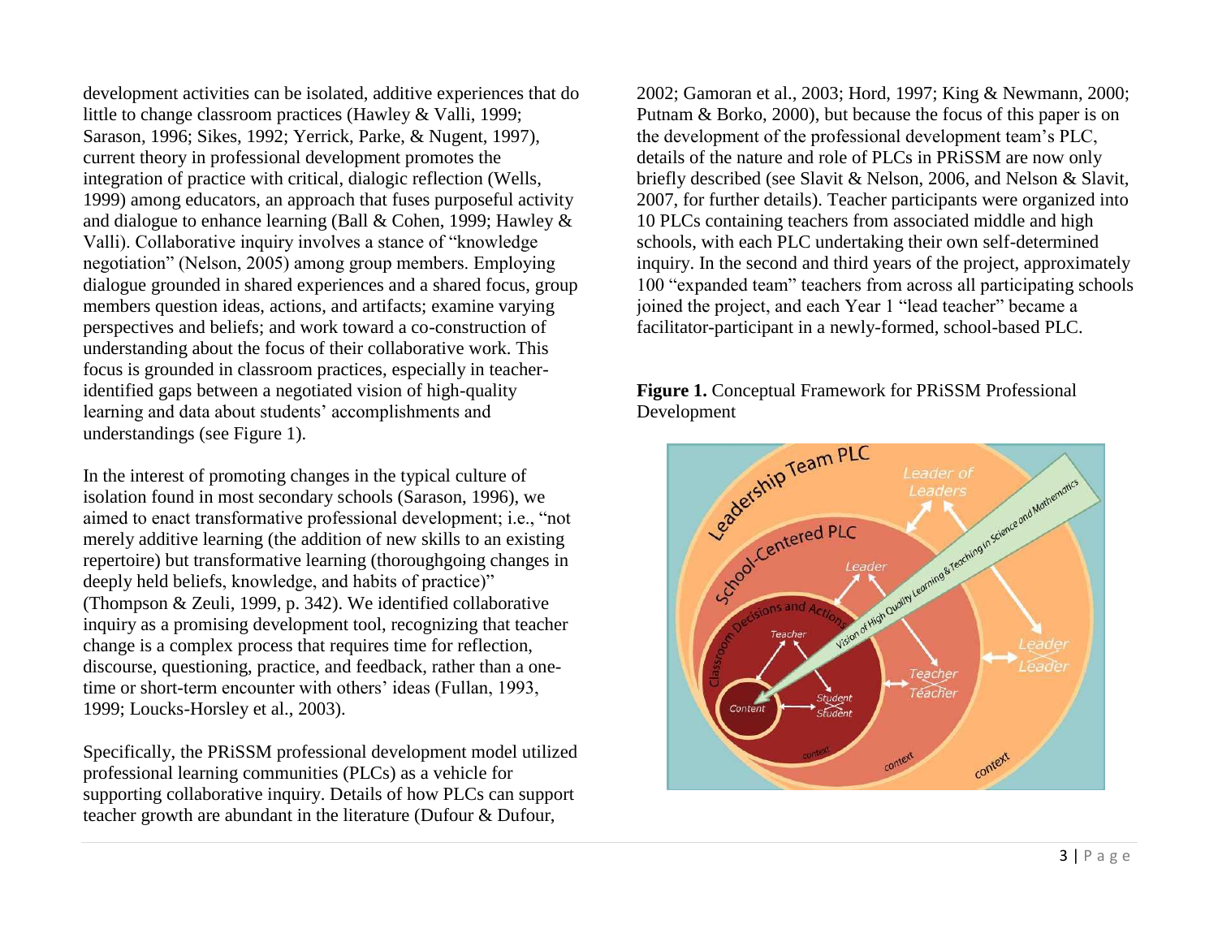development activities can be isolated, additive experiences that do little to change classroom practices (Hawley & Valli, 1999; Sarason, 1996; Sikes, 1992; Yerrick, Parke, & Nugent, 1997), current theory in professional development promotes the integration of practice with critical, dialogic reflection (Wells, 1999) among educators, an approach that fuses purposeful activity and dialogue to enhance learning (Ball & Cohen, 1999; Hawley & Valli). Collaborative inquiry involves a stance of "knowledge negotiation" (Nelson, 2005) among group members. Employing dialogue grounded in shared experiences and a shared focus, group members question ideas, actions, and artifacts; examine varying perspectives and beliefs; and work toward a co-construction of understanding about the focus of their collaborative work. This focus is grounded in classroom practices, especially in teacher-identified gaps between a negotiated vision of high-quality learning and data about students' accomplishments and understandings (see Figure 1).

In the interest of promoting changes in the typical culture of isolation found in most secondary schools (Sarason, 1996), we aimed to enact transformative professional development; i.e., "not merely additive learning (the addition of new skills to an existing repertoire) but transformative learning (thoroughgoing changes in deeply held beliefs, knowledge, and habits of practice)" (Thompson & Zeuli, 1999, p. 342). We identified collaborative inquiry as a promising development tool, recognizing that teacher change is a complex process that requires time for reflection, discourse, questioning, practice, and feedback, rather than a one-time or short-term encounter with others' ideas (Fullan, 1993, 1999; Loucks-Horsley et al., 2003).

Specifically, the PRiSSM professional development model utilized professional learning communities (PLCs) as a vehicle for supporting collaborative inquiry. Details of how PLCs can support teacher growth are abundant in the literature (Dufour & Dufour, 2002; Gamoran et al., 2003; Hord, 1997; King & Newmann, 2000; Putnam & Borko, 2000), but because the focus of this paper is on the development of the professional development team's PLC, details of the nature and role of PLCs in PRiSSM are now only briefly described (see Slavit & Nelson, 2006, and Nelson & Slavit, 2007, for further details). Teacher participants were organized into 10 PLCs containing teachers from associated middle and high schools, with each PLC undertaking their own self-determined inquiry. In the second and third years of the project, approximately 100 "expanded team" teachers from across all participating schools joined the project, and each Year 1 "lead teacher" became a facilitator-participant in a newly-formed, school-based PLC.

**Figure 1.** Conceptual Framework for PRiSSM Professional Development

Leadership Team PLC
Leader of Leaders
School-Centered PLC
Leader
Classroom Decisions and Actions
Teacher
Content
Student
Student
Teacher
Teacher
Leader
Leader
Vision of High Quality Learning & Teaching in Science and Mathematics
context
context
context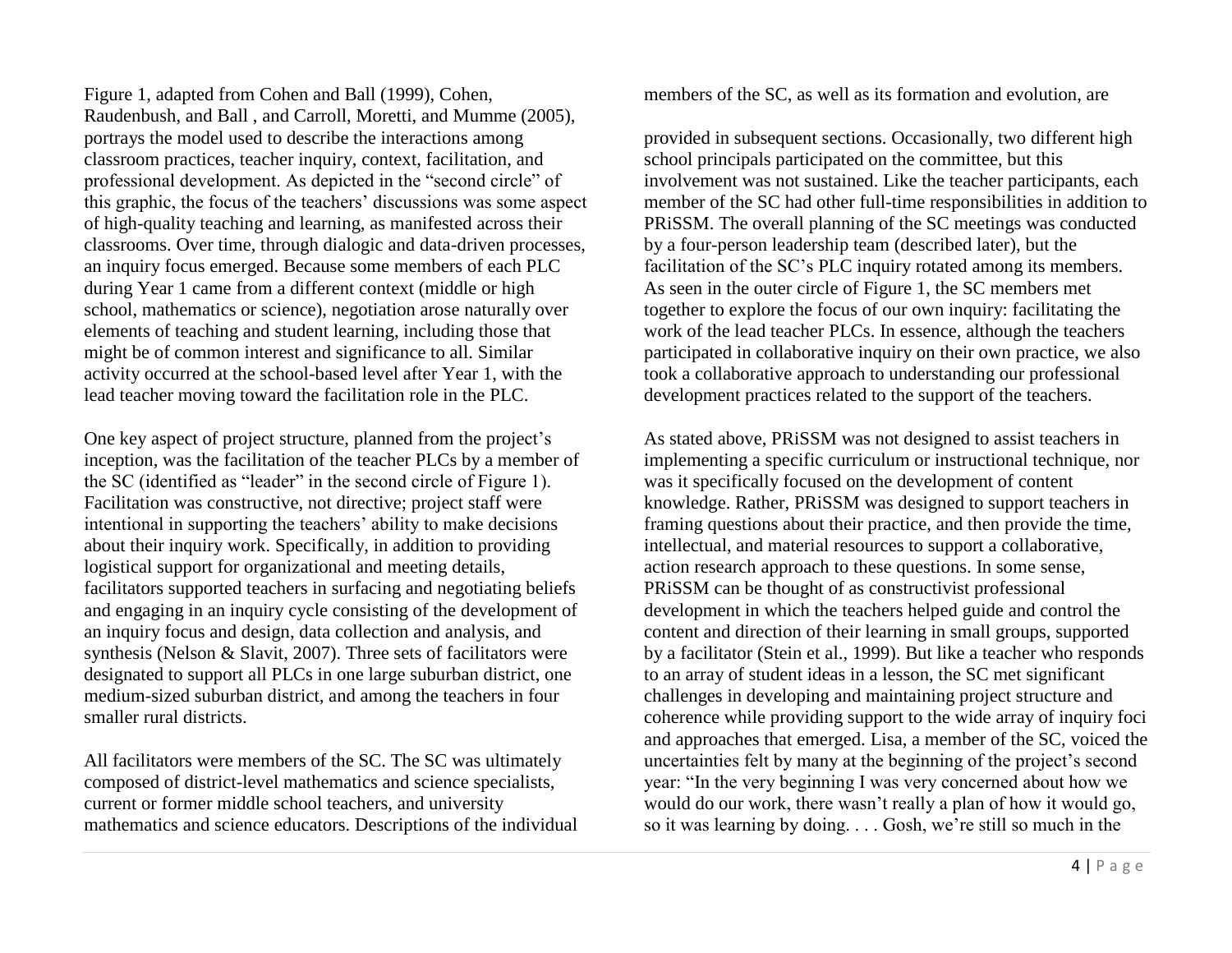Figure 1, adapted from Cohen and Ball (1999), Cohen, Raudenbush, and Ball , and Carroll, Moretti, and Mumme (2005), portrays the model used to describe the interactions among classroom practices, teacher inquiry, context, facilitation, and professional development. As depicted in the "second circle" of this graphic, the focus of the teachers' discussions was some aspect of high-quality teaching and learning, as manifested across their classrooms. Over time, through dialogic and data-driven processes, an inquiry focus emerged. Because some members of each PLC during Year 1 came from a different context (middle or high school, mathematics or science), negotiation arose naturally over elements of teaching and student learning, including those that might be of common interest and significance to all. Similar activity occurred at the school-based level after Year 1, with the lead teacher moving toward the facilitation role in the PLC.

One key aspect of project structure, planned from the project's inception, was the facilitation of the teacher PLCs by a member of the SC (identified as "leader" in the second circle of Figure 1). Facilitation was constructive, not directive; project staff were intentional in supporting the teachers' ability to make decisions about their inquiry work. Specifically, in addition to providing logistical support for organizational and meeting details, facilitators supported teachers in surfacing and negotiating beliefs and engaging in an inquiry cycle consisting of the development of an inquiry focus and design, data collection and analysis, and synthesis (Nelson & Slavit, 2007). Three sets of facilitators were designated to support all PLCs in one large suburban district, one medium-sized suburban district, and among the teachers in four smaller rural districts.

All facilitators were members of the SC. The SC was ultimately composed of district-level mathematics and science specialists, current or former middle school teachers, and university mathematics and science educators. Descriptions of the individual members of the SC, as well as its formation and evolution, are provided in subsequent sections. Occasionally, two different high school principals participated on the committee, but this involvement was not sustained. Like the teacher participants, each member of the SC had other full-time responsibilities in addition to PRiSSM. The overall planning of the SC meetings was conducted by a four-person leadership team (described later), but the facilitation of the SC's PLC inquiry rotated among its members. As seen in the outer circle of Figure 1, the SC members met together to explore the focus of our own inquiry: facilitating the work of the lead teacher PLCs. In essence, although the teachers participated in collaborative inquiry on their own practice, we also took a collaborative approach to understanding our professional development practices related to the support of the teachers.

As stated above, PRiSSM was not designed to assist teachers in implementing a specific curriculum or instructional technique, nor was it specifically focused on the development of content knowledge. Rather, PRiSSM was designed to support teachers in framing questions about their practice, and then provide the time, intellectual, and material resources to support a collaborative, action research approach to these questions. In some sense, PRiSSM can be thought of as constructivist professional development in which the teachers helped guide and control the content and direction of their learning in small groups, supported by a facilitator (Stein et al., 1999). But like a teacher who responds to an array of student ideas in a lesson, the SC met significant challenges in developing and maintaining project structure and coherence while providing support to the wide array of inquiry foci and approaches that emerged. Lisa, a member of the SC, voiced the uncertainties felt by many at the beginning of the project's second year: "In the very beginning I was very concerned about how we would do our work, there wasn't really a plan of how it would go, so it was learning by doing. . . . Gosh, we're still so much in the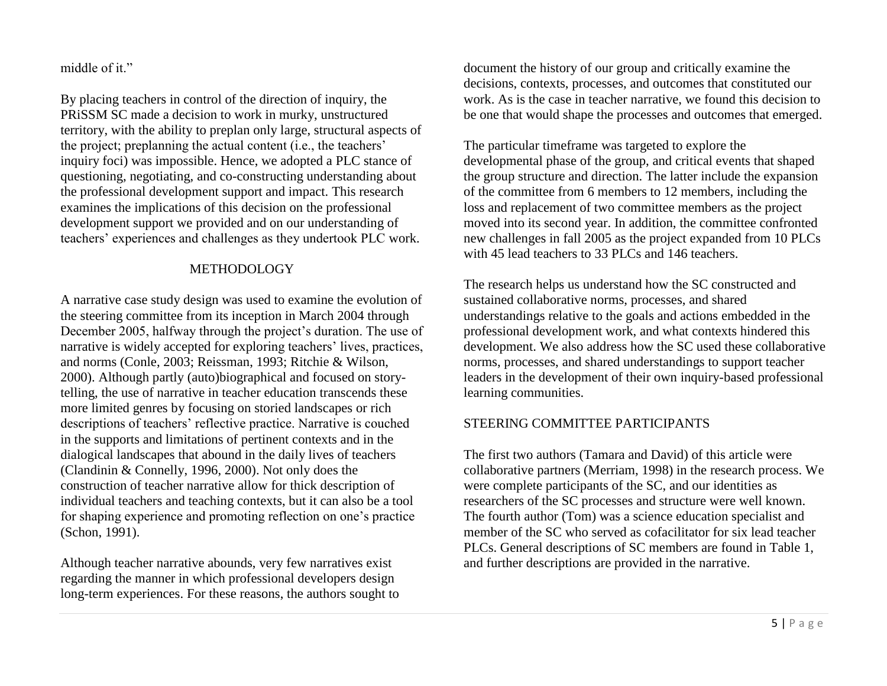middle of it."

By placing teachers in control of the direction of inquiry, the PRiSSM SC made a decision to work in murky, unstructured territory, with the ability to preplan only large, structural aspects of the project; preplanning the actual content (i.e., the teachers' inquiry foci) was impossible. Hence, we adopted a PLC stance of questioning, negotiating, and co-constructing understanding about the professional development support and impact. This research examines the implications of this decision on the professional development support we provided and on our understanding of teachers' experiences and challenges as they undertook PLC work.

## METHODOLOGY

A narrative case study design was used to examine the evolution of the steering committee from its inception in March 2004 through December 2005, halfway through the project's duration. The use of narrative is widely accepted for exploring teachers' lives, practices, and norms (Conle, 2003; Reissman, 1993; Ritchie & Wilson, 2000). Although partly (auto)biographical and focused on story-telling, the use of narrative in teacher education transcends these more limited genres by focusing on storied landscapes or rich descriptions of teachers' reflective practice. Narrative is couched in the supports and limitations of pertinent contexts and in the dialogical landscapes that abound in the daily lives of teachers (Clandinin & Connelly, 1996, 2000). Not only does the construction of teacher narrative allow for thick description of individual teachers and teaching contexts, but it can also be a tool for shaping experience and promoting reflection on one's practice (Schon, 1991).

Although teacher narrative abounds, very few narratives exist regarding the manner in which professional developers design long-term experiences. For these reasons, the authors sought to document the history of our group and critically examine the decisions, contexts, processes, and outcomes that constituted our work. As is the case in teacher narrative, we found this decision to be one that would shape the processes and outcomes that emerged.

The particular timeframe was targeted to explore the developmental phase of the group, and critical events that shaped the group structure and direction. The latter include the expansion of the committee from 6 members to 12 members, including the loss and replacement of two committee members as the project moved into its second year. In addition, the committee confronted new challenges in fall 2005 as the project expanded from 10 PLCs with 45 lead teachers to 33 PLCs and 146 teachers.

The research helps us understand how the SC constructed and sustained collaborative norms, processes, and shared understandings relative to the goals and actions embedded in the professional development work, and what contexts hindered this development. We also address how the SC used these collaborative norms, processes, and shared understandings to support teacher leaders in the development of their own inquiry-based professional learning communities.

## STEERING COMMITTEE PARTICIPANTS

The first two authors (Tamara and David) of this article were collaborative partners (Merriam, 1998) in the research process. We were complete participants of the SC, and our identities as researchers of the SC processes and structure were well known. The fourth author (Tom) was a science education specialist and member of the SC who served as cofacilitator for six lead teacher PLCs. General descriptions of SC members are found in Table 1, and further descriptions are provided in the narrative.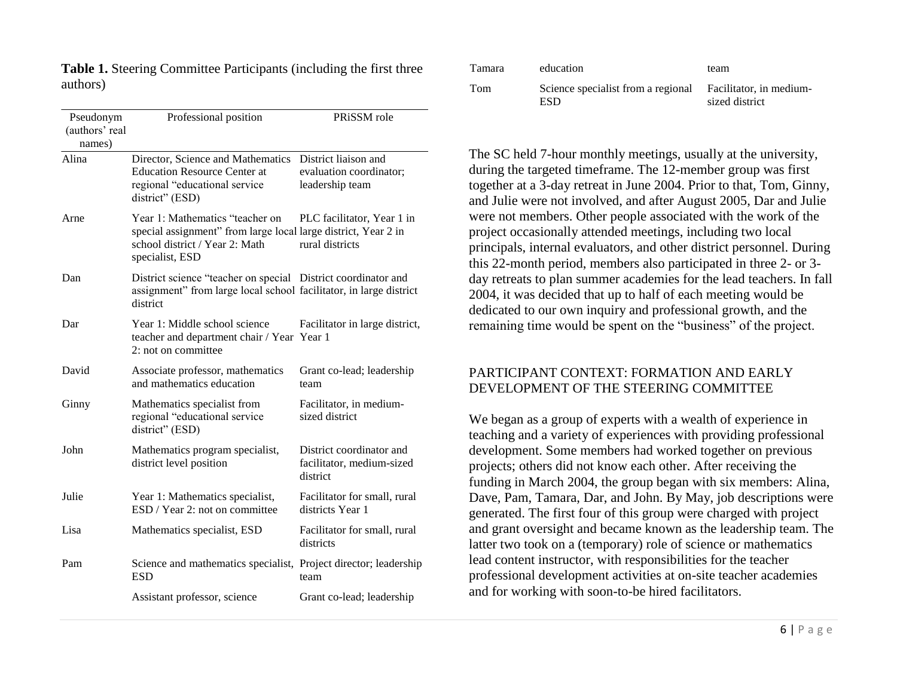**Table 1.** Steering Committee Participants (including the first three authors)

| Pseudonym (authors' real names) | Professional position | PRiSSM role |
|---|---|---|
| Alina | Director, Science and Mathematics Education Resource Center at regional "educational service district" (ESD) | District liaison and evaluation coordinator; leadership team |
| Arne | Year 1: Mathematics "teacher on special assignment" from large local school district / Year 2: Math specialist, ESD | PLC facilitator, Year 1 in large district, Year 2 in rural districts |
| Dan | District science "teacher on special assignment" from large local school district | District coordinator and facilitator, in large district |
| Dar | Year 1: Middle school science teacher and department chair / Year 2: not on committee | Facilitator in large district, Year 1 |
| David | Associate professor, mathematics and mathematics education | Grant co-lead; leadership team |
| Ginny | Mathematics specialist from regional "educational service district" (ESD) | Facilitator, in medium-sized district |
| John | Mathematics program specialist, district level position | District coordinator and facilitator, medium-sized district |
| Julie | Year 1: Mathematics specialist, ESD / Year 2: not on committee | Facilitator for small, rural districts Year 1 |
| Lisa | Mathematics specialist, ESD | Facilitator for small, rural districts |
| Pam | Science and mathematics specialist, ESD | Project director; leadership team |
| Tamara | Assistant professor, science education | Grant co-lead; leadership team |
| Tom | Science specialist from a regional ESD | Facilitator, in medium-sized district |

The SC held 7-hour monthly meetings, usually at the university, during the targeted timeframe. The 12-member group was first together at a 3-day retreat in June 2004. Prior to that, Tom, Ginny, and Julie were not involved, and after August 2005, Dar and Julie were not members. Other people associated with the work of the project occasionally attended meetings, including two local principals, internal evaluators, and other district personnel. During this 22-month period, members also participated in three 2- or 3-day retreats to plan summer academies for the lead teachers. In fall 2004, it was decided that up to half of each meeting would be dedicated to our own inquiry and professional growth, and the remaining time would be spent on the "business" of the project.

## PARTICIPANT CONTEXT: FORMATION AND EARLY DEVELOPMENT OF THE STEERING COMMITTEE

We began as a group of experts with a wealth of experience in teaching and a variety of experiences with providing professional development. Some members had worked together on previous projects; others did not know each other. After receiving the funding in March 2004, the group began with six members: Alina, Dave, Pam, Tamara, Dar, and John. By May, job descriptions were generated. The first four of this group were charged with project and grant oversight and became known as the leadership team. The latter two took on a (temporary) role of science or mathematics lead content instructor, with responsibilities for the teacher professional development activities at on-site teacher academies and for working with soon-to-be hired facilitators.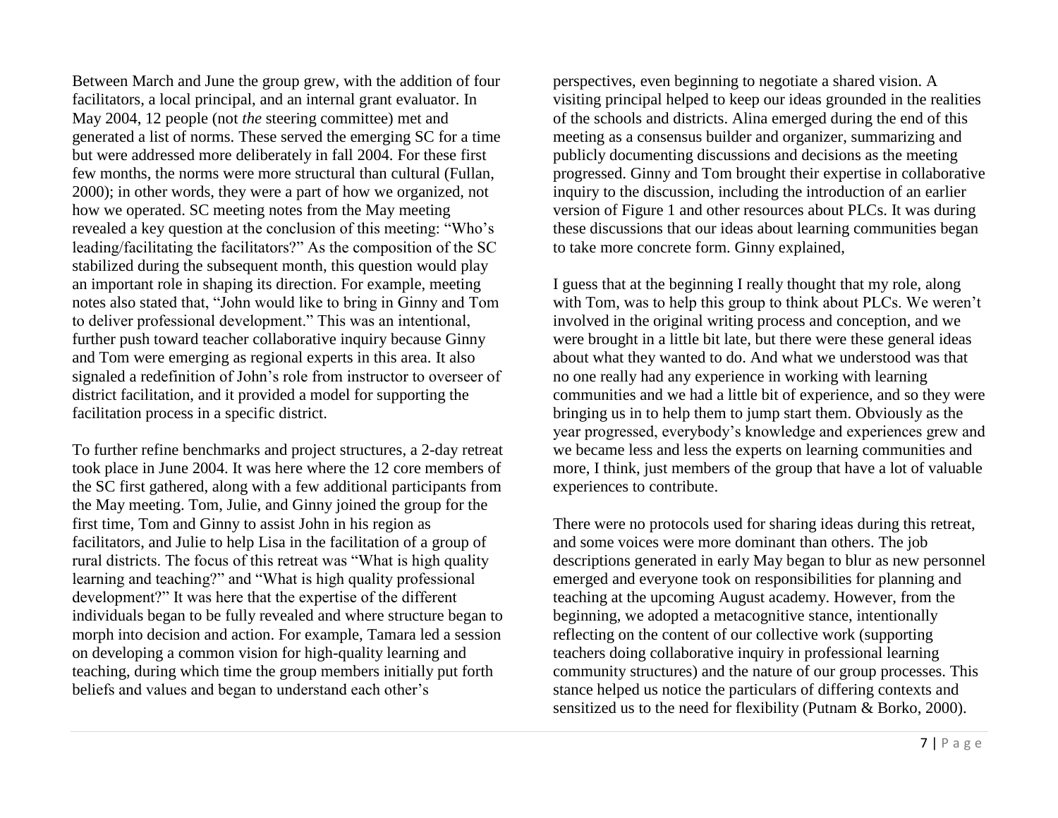Between March and June the group grew, with the addition of four facilitators, a local principal, and an internal grant evaluator. In May 2004, 12 people (not *the* steering committee) met and generated a list of norms. These served the emerging SC for a time but were addressed more deliberately in fall 2004. For these first few months, the norms were more structural than cultural (Fullan, 2000); in other words, they were a part of how we organized, not how we operated. SC meeting notes from the May meeting revealed a key question at the conclusion of this meeting: "Who's leading/facilitating the facilitators?" As the composition of the SC stabilized during the subsequent month, this question would play an important role in shaping its direction. For example, meeting notes also stated that, "John would like to bring in Ginny and Tom to deliver professional development." This was an intentional, further push toward teacher collaborative inquiry because Ginny and Tom were emerging as regional experts in this area. It also signaled a redefinition of John's role from instructor to overseer of district facilitation, and it provided a model for supporting the facilitation process in a specific district.

To further refine benchmarks and project structures, a 2-day retreat took place in June 2004. It was here where the 12 core members of the SC first gathered, along with a few additional participants from the May meeting. Tom, Julie, and Ginny joined the group for the first time, Tom and Ginny to assist John in his region as facilitators, and Julie to help Lisa in the facilitation of a group of rural districts. The focus of this retreat was "What is high quality learning and teaching?" and "What is high quality professional development?" It was here that the expertise of the different individuals began to be fully revealed and where structure began to morph into decision and action. For example, Tamara led a session on developing a common vision for high-quality learning and teaching, during which time the group members initially put forth beliefs and values and began to understand each other's perspectives, even beginning to negotiate a shared vision. A visiting principal helped to keep our ideas grounded in the realities of the schools and districts. Alina emerged during the end of this meeting as a consensus builder and organizer, summarizing and publicly documenting discussions and decisions as the meeting progressed. Ginny and Tom brought their expertise in collaborative inquiry to the discussion, including the introduction of an earlier version of Figure 1 and other resources about PLCs. It was during these discussions that our ideas about learning communities began to take more concrete form. Ginny explained,

I guess that at the beginning I really thought that my role, along with Tom, was to help this group to think about PLCs. We weren't involved in the original writing process and conception, and we were brought in a little bit late, but there were these general ideas about what they wanted to do. And what we understood was that no one really had any experience in working with learning communities and we had a little bit of experience, and so they were bringing us in to help them to jump start them. Obviously as the year progressed, everybody's knowledge and experiences grew and we became less and less the experts on learning communities and more, I think, just members of the group that have a lot of valuable experiences to contribute.

There were no protocols used for sharing ideas during this retreat, and some voices were more dominant than others. The job descriptions generated in early May began to blur as new personnel emerged and everyone took on responsibilities for planning and teaching at the upcoming August academy. However, from the beginning, we adopted a metacognitive stance, intentionally reflecting on the content of our collective work (supporting teachers doing collaborative inquiry in professional learning community structures) and the nature of our group processes. This stance helped us notice the particulars of differing contexts and sensitized us to the need for flexibility (Putnam & Borko, 2000).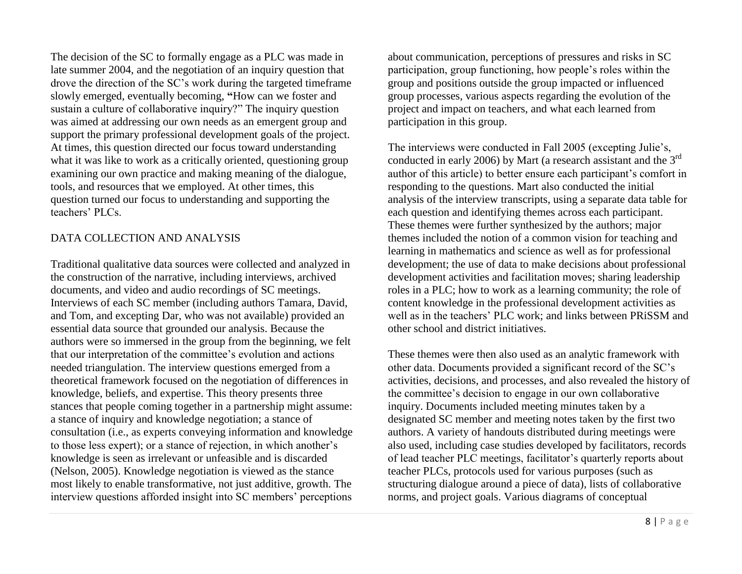The decision of the SC to formally engage as a PLC was made in late summer 2004, and the negotiation of an inquiry question that drove the direction of the SC's work during the targeted timeframe slowly emerged, eventually becoming, **"**How can we foster and sustain a culture of collaborative inquiry?" The inquiry question was aimed at addressing our own needs as an emergent group and support the primary professional development goals of the project. At times, this question directed our focus toward understanding what it was like to work as a critically oriented, questioning group examining our own practice and making meaning of the dialogue, tools, and resources that we employed. At other times, this question turned our focus to understanding and supporting the teachers' PLCs.

## DATA COLLECTION AND ANALYSIS

Traditional qualitative data sources were collected and analyzed in the construction of the narrative, including interviews, archived documents, and video and audio recordings of SC meetings. Interviews of each SC member (including authors Tamara, David, and Tom, and excepting Dar, who was not available) provided an essential data source that grounded our analysis. Because the authors were so immersed in the group from the beginning, we felt that our interpretation of the committee's evolution and actions needed triangulation. The interview questions emerged from a theoretical framework focused on the negotiation of differences in knowledge, beliefs, and expertise. This theory presents three stances that people coming together in a partnership might assume: a stance of inquiry and knowledge negotiation; a stance of consultation (i.e., as experts conveying information and knowledge to those less expert); or a stance of rejection, in which another's knowledge is seen as irrelevant or unfeasible and is discarded (Nelson, 2005). Knowledge negotiation is viewed as the stance most likely to enable transformative, not just additive, growth. The interview questions afforded insight into SC members' perceptions about communication, perceptions of pressures and risks in SC participation, group functioning, how people's roles within the group and positions outside the group impacted or influenced group processes, various aspects regarding the evolution of the project and impact on teachers, and what each learned from participation in this group.

The interviews were conducted in Fall 2005 (excepting Julie's, conducted in early 2006) by Mart (a research assistant and the 3rd author of this article) to better ensure each participant's comfort in responding to the questions. Mart also conducted the initial analysis of the interview transcripts, using a separate data table for each question and identifying themes across each participant. These themes were further synthesized by the authors; major themes included the notion of a common vision for teaching and learning in mathematics and science as well as for professional development; the use of data to make decisions about professional development activities and facilitation moves; sharing leadership roles in a PLC; how to work as a learning community; the role of content knowledge in the professional development activities as well as in the teachers' PLC work; and links between PRiSSM and other school and district initiatives.

These themes were then also used as an analytic framework with other data. Documents provided a significant record of the SC's activities, decisions, and processes, and also revealed the history of the committee's decision to engage in our own collaborative inquiry. Documents included meeting minutes taken by a designated SC member and meeting notes taken by the first two authors. A variety of handouts distributed during meetings were also used, including case studies developed by facilitators, records of lead teacher PLC meetings, facilitator's quarterly reports about teacher PLCs, protocols used for various purposes (such as structuring dialogue around a piece of data), lists of collaborative norms, and project goals. Various diagrams of conceptual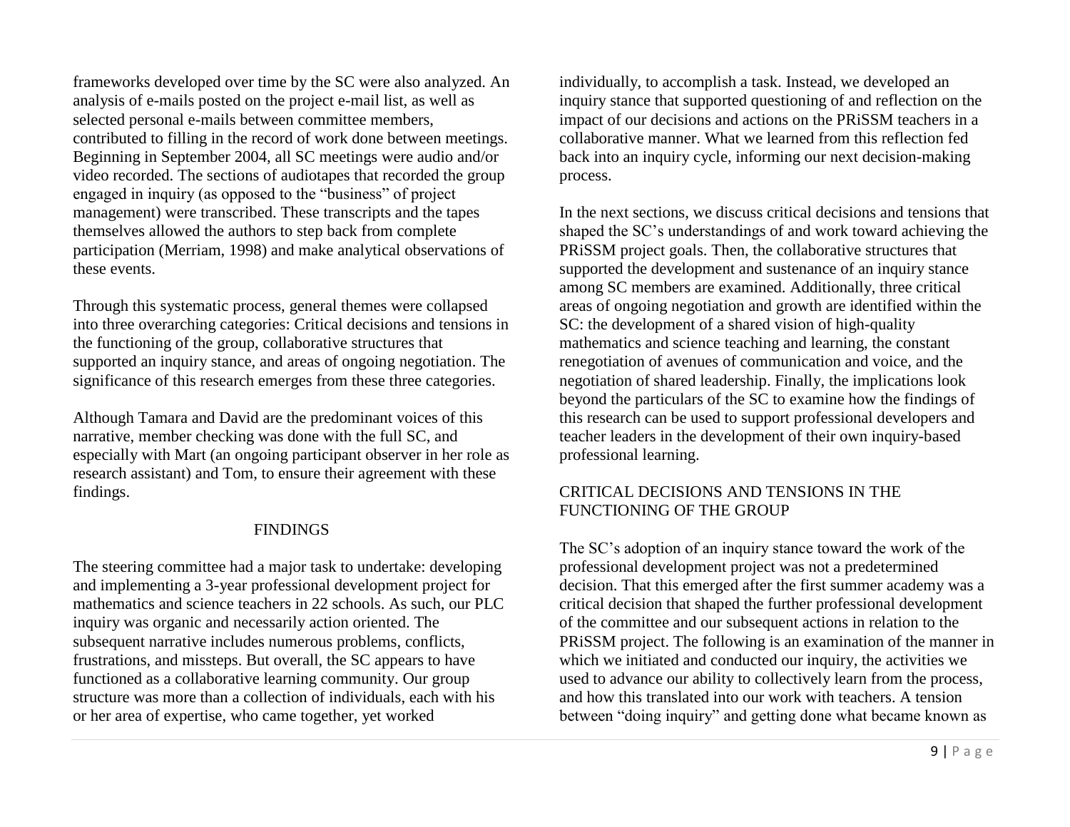frameworks developed over time by the SC were also analyzed. An analysis of e-mails posted on the project e-mail list, as well as selected personal e-mails between committee members, contributed to filling in the record of work done between meetings. Beginning in September 2004, all SC meetings were audio and/or video recorded. The sections of audiotapes that recorded the group engaged in inquiry (as opposed to the "business" of project management) were transcribed. These transcripts and the tapes themselves allowed the authors to step back from complete participation (Merriam, 1998) and make analytical observations of these events.

Through this systematic process, general themes were collapsed into three overarching categories: Critical decisions and tensions in the functioning of the group, collaborative structures that supported an inquiry stance, and areas of ongoing negotiation. The significance of this research emerges from these three categories.

Although Tamara and David are the predominant voices of this narrative, member checking was done with the full SC, and especially with Mart (an ongoing participant observer in her role as research assistant) and Tom, to ensure their agreement with these findings.

## FINDINGS

The steering committee had a major task to undertake: developing and implementing a 3-year professional development project for mathematics and science teachers in 22 schools. As such, our PLC inquiry was organic and necessarily action oriented. The subsequent narrative includes numerous problems, conflicts, frustrations, and missteps. But overall, the SC appears to have functioned as a collaborative learning community. Our group structure was more than a collection of individuals, each with his or her area of expertise, who came together, yet worked individually, to accomplish a task. Instead, we developed an inquiry stance that supported questioning of and reflection on the impact of our decisions and actions on the PRiSSM teachers in a collaborative manner. What we learned from this reflection fed back into an inquiry cycle, informing our next decision-making process.

In the next sections, we discuss critical decisions and tensions that shaped the SC's understandings of and work toward achieving the PRiSSM project goals. Then, the collaborative structures that supported the development and sustenance of an inquiry stance among SC members are examined. Additionally, three critical areas of ongoing negotiation and growth are identified within the SC: the development of a shared vision of high-quality mathematics and science teaching and learning, the constant renegotiation of avenues of communication and voice, and the negotiation of shared leadership. Finally, the implications look beyond the particulars of the SC to examine how the findings of this research can be used to support professional developers and teacher leaders in the development of their own inquiry-based professional learning.

### CRITICAL DECISIONS AND TENSIONS IN THE FUNCTIONING OF THE GROUP

The SC's adoption of an inquiry stance toward the work of the professional development project was not a predetermined decision. That this emerged after the first summer academy was a critical decision that shaped the further professional development of the committee and our subsequent actions in relation to the PRiSSM project. The following is an examination of the manner in which we initiated and conducted our inquiry, the activities we used to advance our ability to collectively learn from the process, and how this translated into our work with teachers. A tension between "doing inquiry" and getting done what became known as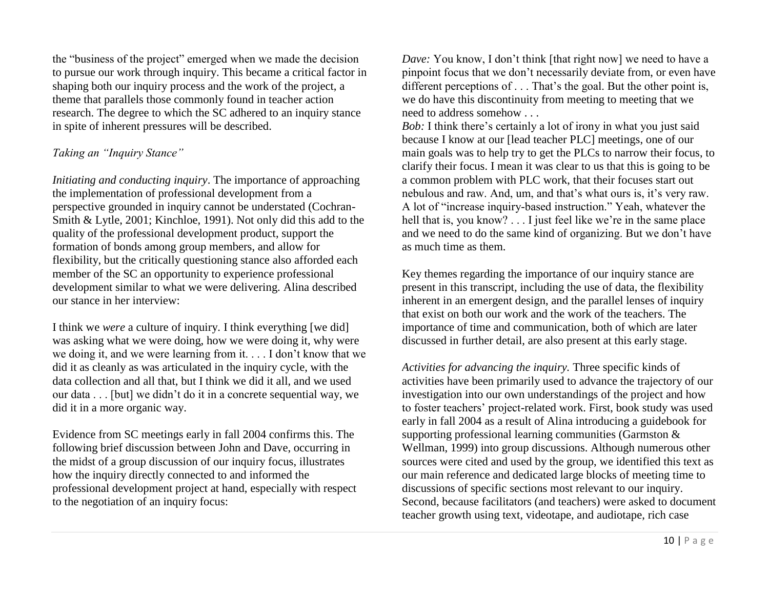the "business of the project" emerged when we made the decision to pursue our work through inquiry. This became a critical factor in shaping both our inquiry process and the work of the project, a theme that parallels those commonly found in teacher action research. The degree to which the SC adhered to an inquiry stance in spite of inherent pressures will be described.

*Taking an "Inquiry Stance"*

*Initiating and conducting inquiry*. The importance of approaching the implementation of professional development from a perspective grounded in inquiry cannot be understated (Cochran-Smith & Lytle, 2001; Kinchloe, 1991). Not only did this add to the quality of the professional development product, support the formation of bonds among group members, and allow for flexibility, but the critically questioning stance also afforded each member of the SC an opportunity to experience professional development similar to what we were delivering. Alina described our stance in her interview:

I think we *were* a culture of inquiry. I think everything [we did] was asking what we were doing, how we were doing it, why were we doing it, and we were learning from it. . . . I don't know that we did it as cleanly as was articulated in the inquiry cycle, with the data collection and all that, but I think we did it all, and we used our data . . . [but] we didn't do it in a concrete sequential way, we did it in a more organic way.

Evidence from SC meetings early in fall 2004 confirms this. The following brief discussion between John and Dave, occurring in the midst of a group discussion of our inquiry focus, illustrates how the inquiry directly connected to and informed the professional development project at hand, especially with respect to the negotiation of an inquiry focus:

*Dave:* You know, I don't think [that right now] we need to have a pinpoint focus that we don't necessarily deviate from, or even have different perceptions of . . . That's the goal. But the other point is, we do have this discontinuity from meeting to meeting that we need to address somehow . . .
*Bob:* I think there's certainly a lot of irony in what you just said because I know at our [lead teacher PLC] meetings, one of our main goals was to help try to get the PLCs to narrow their focus, to clarify their focus. I mean it was clear to us that this is going to be a common problem with PLC work, that their focuses start out nebulous and raw. And, um, and that's what ours is, it's very raw. A lot of "increase inquiry-based instruction." Yeah, whatever the hell that is, you know? . . . I just feel like we're in the same place and we need to do the same kind of organizing. But we don't have as much time as them.

Key themes regarding the importance of our inquiry stance are present in this transcript, including the use of data, the flexibility inherent in an emergent design, and the parallel lenses of inquiry that exist on both our work and the work of the teachers. The importance of time and communication, both of which are later discussed in further detail, are also present at this early stage.

*Activities for advancing the inquiry.* Three specific kinds of activities have been primarily used to advance the trajectory of our investigation into our own understandings of the project and how to foster teachers' project-related work. First, book study was used early in fall 2004 as a result of Alina introducing a guidebook for supporting professional learning communities (Garmston & Wellman, 1999) into group discussions. Although numerous other sources were cited and used by the group, we identified this text as our main reference and dedicated large blocks of meeting time to discussions of specific sections most relevant to our inquiry. Second, because facilitators (and teachers) were asked to document teacher growth using text, videotape, and audiotape, rich case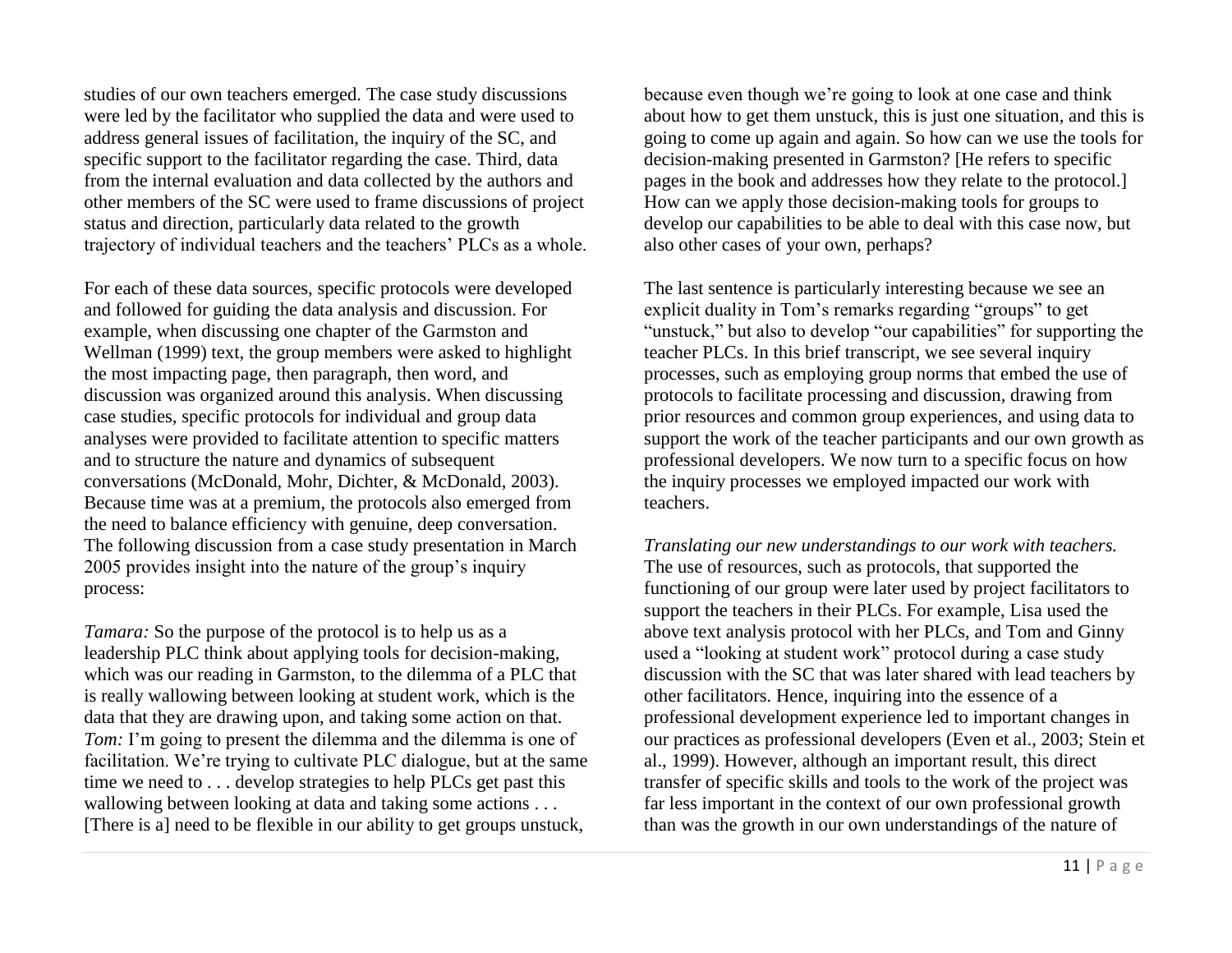studies of our own teachers emerged. The case study discussions were led by the facilitator who supplied the data and were used to address general issues of facilitation, the inquiry of the SC, and specific support to the facilitator regarding the case. Third, data from the internal evaluation and data collected by the authors and other members of the SC were used to frame discussions of project status and direction, particularly data related to the growth trajectory of individual teachers and the teachers' PLCs as a whole.

For each of these data sources, specific protocols were developed and followed for guiding the data analysis and discussion. For example, when discussing one chapter of the Garmston and Wellman (1999) text, the group members were asked to highlight the most impacting page, then paragraph, then word, and discussion was organized around this analysis. When discussing case studies, specific protocols for individual and group data analyses were provided to facilitate attention to specific matters and to structure the nature and dynamics of subsequent conversations (McDonald, Mohr, Dichter, & McDonald, 2003). Because time was at a premium, the protocols also emerged from the need to balance efficiency with genuine, deep conversation. The following discussion from a case study presentation in March 2005 provides insight into the nature of the group's inquiry process:

*Tamara:* So the purpose of the protocol is to help us as a leadership PLC think about applying tools for decision-making, which was our reading in Garmston, to the dilemma of a PLC that is really wallowing between looking at student work, which is the data that they are drawing upon, and taking some action on that.
*Tom:* I'm going to present the dilemma and the dilemma is one of facilitation. We're trying to cultivate PLC dialogue, but at the same time we need to . . . develop strategies to help PLCs get past this wallowing between looking at data and taking some actions . . . [There is a] need to be flexible in our ability to get groups unstuck, because even though we're going to look at one case and think about how to get them unstuck, this is just one situation, and this is going to come up again and again. So how can we use the tools for decision-making presented in Garmston? [He refers to specific pages in the book and addresses how they relate to the protocol.] How can we apply those decision-making tools for groups to develop our capabilities to be able to deal with this case now, but also other cases of your own, perhaps?

The last sentence is particularly interesting because we see an explicit duality in Tom's remarks regarding "groups" to get "unstuck," but also to develop "our capabilities" for supporting the teacher PLCs. In this brief transcript, we see several inquiry processes, such as employing group norms that embed the use of protocols to facilitate processing and discussion, drawing from prior resources and common group experiences, and using data to support the work of the teacher participants and our own growth as professional developers. We now turn to a specific focus on how the inquiry processes we employed impacted our work with teachers.

*Translating our new understandings to our work with teachers.* The use of resources, such as protocols, that supported the functioning of our group were later used by project facilitators to support the teachers in their PLCs. For example, Lisa used the above text analysis protocol with her PLCs, and Tom and Ginny used a "looking at student work" protocol during a case study discussion with the SC that was later shared with lead teachers by other facilitators. Hence, inquiring into the essence of a professional development experience led to important changes in our practices as professional developers (Even et al., 2003; Stein et al., 1999). However, although an important result, this direct transfer of specific skills and tools to the work of the project was far less important in the context of our own professional growth than was the growth in our own understandings of the nature of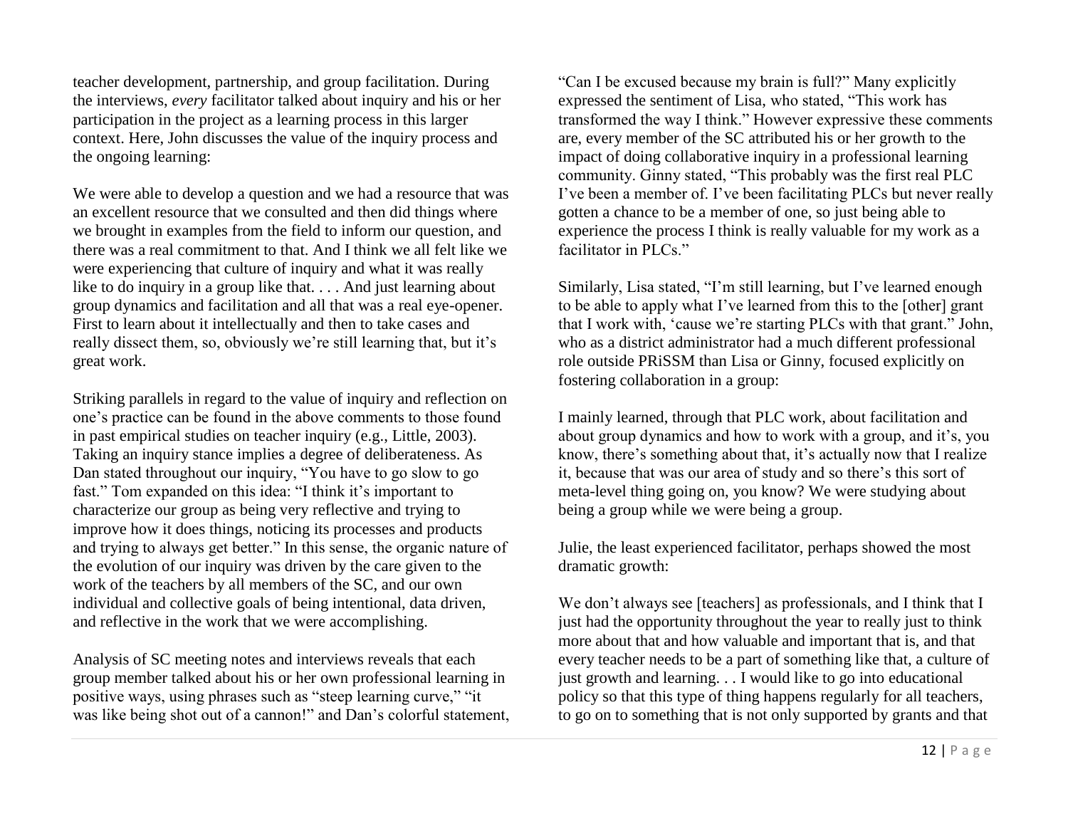teacher development, partnership, and group facilitation. During the interviews, *every* facilitator talked about inquiry and his or her participation in the project as a learning process in this larger context. Here, John discusses the value of the inquiry process and the ongoing learning:

We were able to develop a question and we had a resource that was an excellent resource that we consulted and then did things where we brought in examples from the field to inform our question, and there was a real commitment to that. And I think we all felt like we were experiencing that culture of inquiry and what it was really like to do inquiry in a group like that. . . . And just learning about group dynamics and facilitation and all that was a real eye-opener. First to learn about it intellectually and then to take cases and really dissect them, so, obviously we're still learning that, but it's great work.

Striking parallels in regard to the value of inquiry and reflection on one's practice can be found in the above comments to those found in past empirical studies on teacher inquiry (e.g., Little, 2003). Taking an inquiry stance implies a degree of deliberateness. As Dan stated throughout our inquiry, "You have to go slow to go fast." Tom expanded on this idea: "I think it's important to characterize our group as being very reflective and trying to improve how it does things, noticing its processes and products and trying to always get better." In this sense, the organic nature of the evolution of our inquiry was driven by the care given to the work of the teachers by all members of the SC, and our own individual and collective goals of being intentional, data driven, and reflective in the work that we were accomplishing.

Analysis of SC meeting notes and interviews reveals that each group member talked about his or her own professional learning in positive ways, using phrases such as "steep learning curve," "it was like being shot out of a cannon!" and Dan's colorful statement, "Can I be excused because my brain is full?" Many explicitly expressed the sentiment of Lisa, who stated, "This work has transformed the way I think." However expressive these comments are, every member of the SC attributed his or her growth to the impact of doing collaborative inquiry in a professional learning community. Ginny stated, "This probably was the first real PLC I've been a member of. I've been facilitating PLCs but never really gotten a chance to be a member of one, so just being able to experience the process I think is really valuable for my work as a facilitator in PLCs."

Similarly, Lisa stated, "I'm still learning, but I've learned enough to be able to apply what I've learned from this to the [other] grant that I work with, 'cause we're starting PLCs with that grant." John, who as a district administrator had a much different professional role outside PRiSSM than Lisa or Ginny, focused explicitly on fostering collaboration in a group:

I mainly learned, through that PLC work, about facilitation and about group dynamics and how to work with a group, and it's, you know, there's something about that, it's actually now that I realize it, because that was our area of study and so there's this sort of meta-level thing going on, you know? We were studying about being a group while we were being a group.

Julie, the least experienced facilitator, perhaps showed the most dramatic growth:

We don't always see [teachers] as professionals, and I think that I just had the opportunity throughout the year to really just to think more about that and how valuable and important that is, and that every teacher needs to be a part of something like that, a culture of just growth and learning. . . I would like to go into educational policy so that this type of thing happens regularly for all teachers, to go on to something that is not only supported by grants and that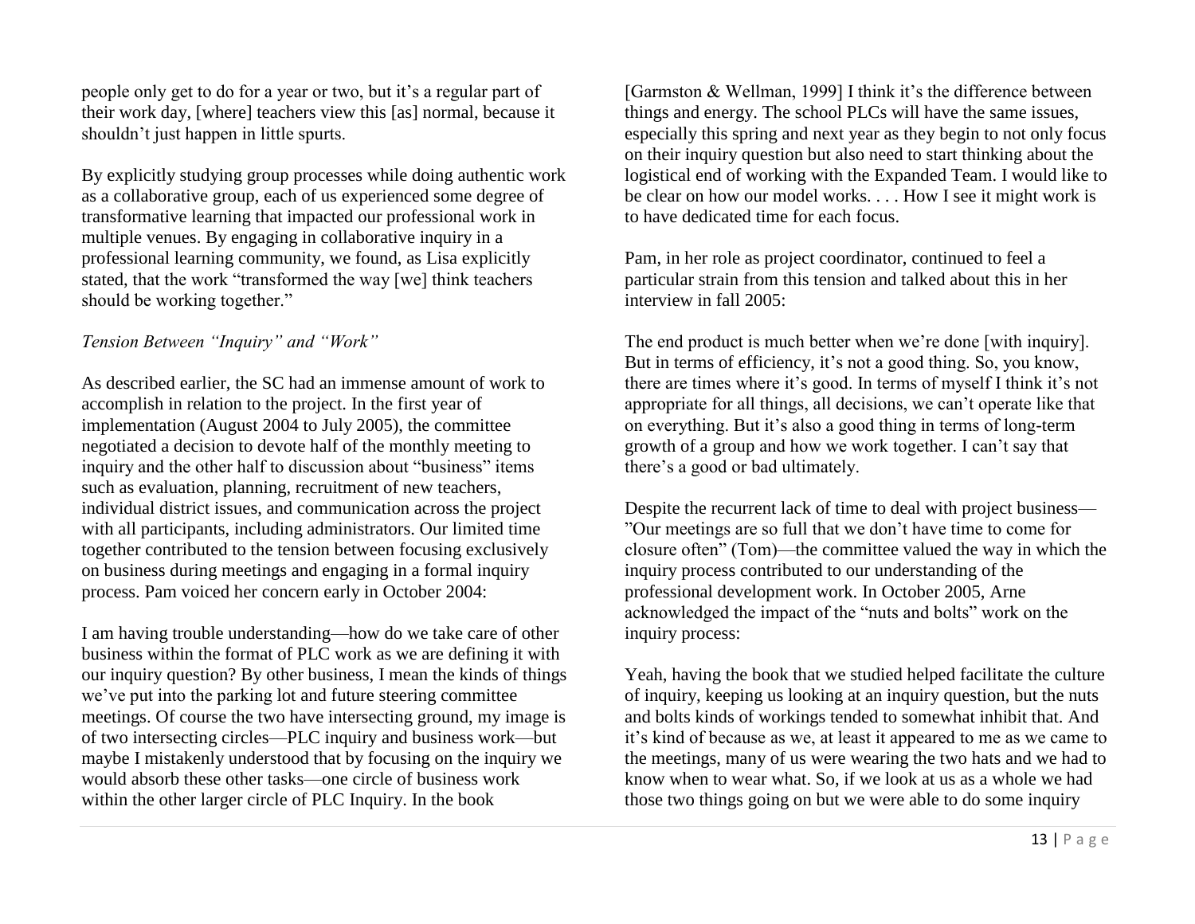people only get to do for a year or two, but it's a regular part of their work day, [where] teachers view this [as] normal, because it shouldn't just happen in little spurts.

By explicitly studying group processes while doing authentic work as a collaborative group, each of us experienced some degree of transformative learning that impacted our professional work in multiple venues. By engaging in collaborative inquiry in a professional learning community, we found, as Lisa explicitly stated, that the work "transformed the way [we] think teachers should be working together."

### *Tension Between "Inquiry" and "Work"*

As described earlier, the SC had an immense amount of work to accomplish in relation to the project. In the first year of implementation (August 2004 to July 2005), the committee negotiated a decision to devote half of the monthly meeting to inquiry and the other half to discussion about "business" items such as evaluation, planning, recruitment of new teachers, individual district issues, and communication across the project with all participants, including administrators. Our limited time together contributed to the tension between focusing exclusively on business during meetings and engaging in a formal inquiry process. Pam voiced her concern early in October 2004:

I am having trouble understanding—how do we take care of other business within the format of PLC work as we are defining it with our inquiry question? By other business, I mean the kinds of things we've put into the parking lot and future steering committee meetings. Of course the two have intersecting ground, my image is of two intersecting circles—PLC inquiry and business work—but maybe I mistakenly understood that by focusing on the inquiry we would absorb these other tasks—one circle of business work within the other larger circle of PLC Inquiry. In the book [Garmston & Wellman, 1999] I think it's the difference between things and energy. The school PLCs will have the same issues, especially this spring and next year as they begin to not only focus on their inquiry question but also need to start thinking about the logistical end of working with the Expanded Team. I would like to be clear on how our model works. . . . How I see it might work is to have dedicated time for each focus.

Pam, in her role as project coordinator, continued to feel a particular strain from this tension and talked about this in her interview in fall 2005:

The end product is much better when we're done [with inquiry]. But in terms of efficiency, it's not a good thing. So, you know, there are times where it's good. In terms of myself I think it's not appropriate for all things, all decisions, we can't operate like that on everything. But it's also a good thing in terms of long-term growth of a group and how we work together. I can't say that there's a good or bad ultimately.

Despite the recurrent lack of time to deal with project business—"Our meetings are so full that we don't have time to come for closure often" (Tom)—the committee valued the way in which the inquiry process contributed to our understanding of the professional development work. In October 2005, Arne acknowledged the impact of the "nuts and bolts" work on the inquiry process:

Yeah, having the book that we studied helped facilitate the culture of inquiry, keeping us looking at an inquiry question, but the nuts and bolts kinds of workings tended to somewhat inhibit that. And it's kind of because as we, at least it appeared to me as we came to the meetings, many of us were wearing the two hats and we had to know when to wear what. So, if we look at us as a whole we had those two things going on but we were able to do some inquiry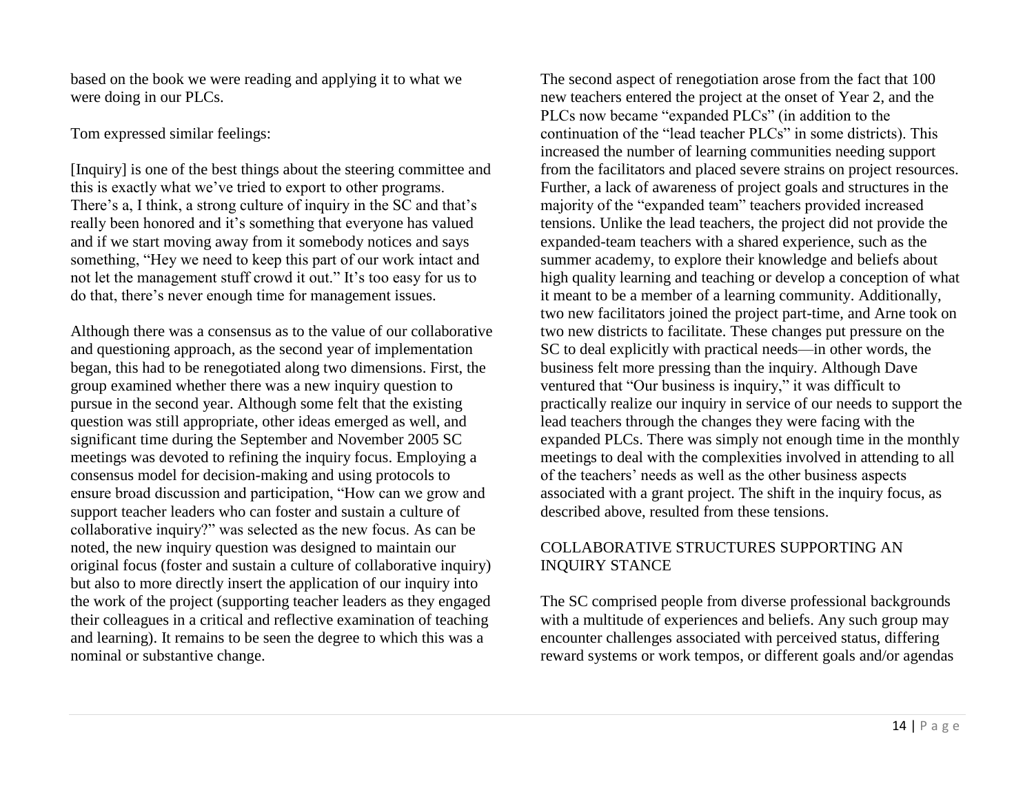based on the book we were reading and applying it to what we were doing in our PLCs.

Tom expressed similar feelings:

[Inquiry] is one of the best things about the steering committee and this is exactly what we've tried to export to other programs. There's a, I think, a strong culture of inquiry in the SC and that's really been honored and it's something that everyone has valued and if we start moving away from it somebody notices and says something, "Hey we need to keep this part of our work intact and not let the management stuff crowd it out." It's too easy for us to do that, there's never enough time for management issues.

Although there was a consensus as to the value of our collaborative and questioning approach, as the second year of implementation began, this had to be renegotiated along two dimensions. First, the group examined whether there was a new inquiry question to pursue in the second year. Although some felt that the existing question was still appropriate, other ideas emerged as well, and significant time during the September and November 2005 SC meetings was devoted to refining the inquiry focus. Employing a consensus model for decision-making and using protocols to ensure broad discussion and participation, "How can we grow and support teacher leaders who can foster and sustain a culture of collaborative inquiry?" was selected as the new focus. As can be noted, the new inquiry question was designed to maintain our original focus (foster and sustain a culture of collaborative inquiry) but also to more directly insert the application of our inquiry into the work of the project (supporting teacher leaders as they engaged their colleagues in a critical and reflective examination of teaching and learning). It remains to be seen the degree to which this was a nominal or substantive change.

The second aspect of renegotiation arose from the fact that 100 new teachers entered the project at the onset of Year 2, and the PLCs now became "expanded PLCs" (in addition to the continuation of the "lead teacher PLCs" in some districts). This increased the number of learning communities needing support from the facilitators and placed severe strains on project resources. Further, a lack of awareness of project goals and structures in the majority of the "expanded team" teachers provided increased tensions. Unlike the lead teachers, the project did not provide the expanded-team teachers with a shared experience, such as the summer academy, to explore their knowledge and beliefs about high quality learning and teaching or develop a conception of what it meant to be a member of a learning community. Additionally, two new facilitators joined the project part-time, and Arne took on two new districts to facilitate. These changes put pressure on the SC to deal explicitly with practical needs—in other words, the business felt more pressing than the inquiry. Although Dave ventured that "Our business is inquiry," it was difficult to practically realize our inquiry in service of our needs to support the lead teachers through the changes they were facing with the expanded PLCs. There was simply not enough time in the monthly meetings to deal with the complexities involved in attending to all of the teachers' needs as well as the other business aspects associated with a grant project. The shift in the inquiry focus, as described above, resulted from these tensions.

## COLLABORATIVE STRUCTURES SUPPORTING AN INQUIRY STANCE

The SC comprised people from diverse professional backgrounds with a multitude of experiences and beliefs. Any such group may encounter challenges associated with perceived status, differing reward systems or work tempos, or different goals and/or agendas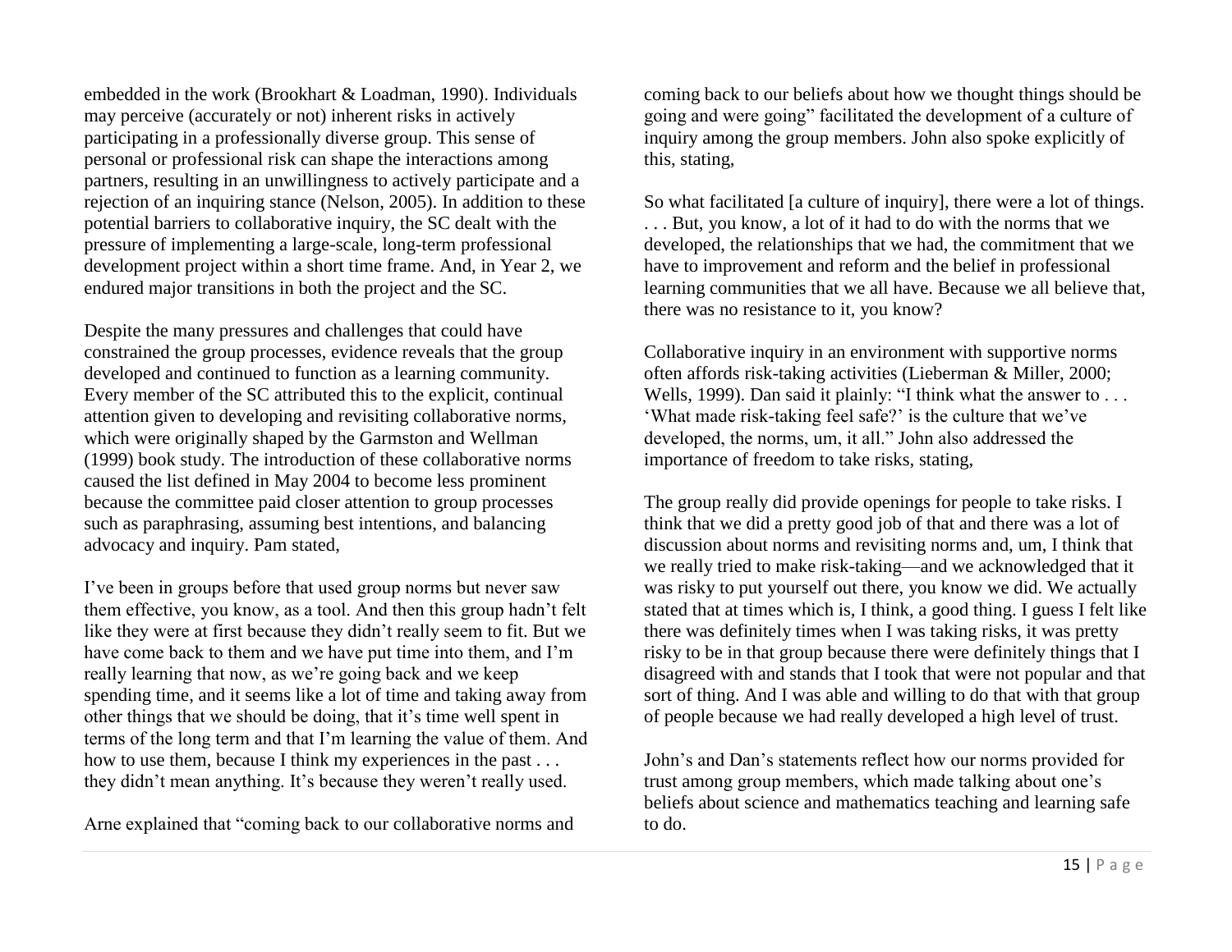embedded in the work (Brookhart & Loadman, 1990). Individuals may perceive (accurately or not) inherent risks in actively participating in a professionally diverse group. This sense of personal or professional risk can shape the interactions among partners, resulting in an unwillingness to actively participate and a rejection of an inquiring stance (Nelson, 2005). In addition to these potential barriers to collaborative inquiry, the SC dealt with the pressure of implementing a large-scale, long-term professional development project within a short time frame. And, in Year 2, we endured major transitions in both the project and the SC.

Despite the many pressures and challenges that could have constrained the group processes, evidence reveals that the group developed and continued to function as a learning community. Every member of the SC attributed this to the explicit, continual attention given to developing and revisiting collaborative norms, which were originally shaped by the Garmston and Wellman (1999) book study. The introduction of these collaborative norms caused the list defined in May 2004 to become less prominent because the committee paid closer attention to group processes such as paraphrasing, assuming best intentions, and balancing advocacy and inquiry. Pam stated,

I've been in groups before that used group norms but never saw them effective, you know, as a tool. And then this group hadn't felt like they were at first because they didn't really seem to fit. But we have come back to them and we have put time into them, and I'm really learning that now, as we're going back and we keep spending time, and it seems like a lot of time and taking away from other things that we should be doing, that it's time well spent in terms of the long term and that I'm learning the value of them. And how to use them, because I think my experiences in the past . . . they didn't mean anything. It's because they weren't really used.

Arne explained that "coming back to our collaborative norms and coming back to our beliefs about how we thought things should be going and were going" facilitated the development of a culture of inquiry among the group members. John also spoke explicitly of this, stating,

So what facilitated [a culture of inquiry], there were a lot of things. . . . But, you know, a lot of it had to do with the norms that we developed, the relationships that we had, the commitment that we have to improvement and reform and the belief in professional learning communities that we all have. Because we all believe that, there was no resistance to it, you know?

Collaborative inquiry in an environment with supportive norms often affords risk-taking activities (Lieberman & Miller, 2000; Wells, 1999). Dan said it plainly: "I think what the answer to . . . 'What made risk-taking feel safe?' is the culture that we've developed, the norms, um, it all." John also addressed the importance of freedom to take risks, stating,

The group really did provide openings for people to take risks. I think that we did a pretty good job of that and there was a lot of discussion about norms and revisiting norms and, um, I think that we really tried to make risk-taking—and we acknowledged that it was risky to put yourself out there, you know we did. We actually stated that at times which is, I think, a good thing. I guess I felt like there was definitely times when I was taking risks, it was pretty risky to be in that group because there were definitely things that I disagreed with and stands that I took that were not popular and that sort of thing. And I was able and willing to do that with that group of people because we had really developed a high level of trust.

John's and Dan's statements reflect how our norms provided for trust among group members, which made talking about one's beliefs about science and mathematics teaching and learning safe to do.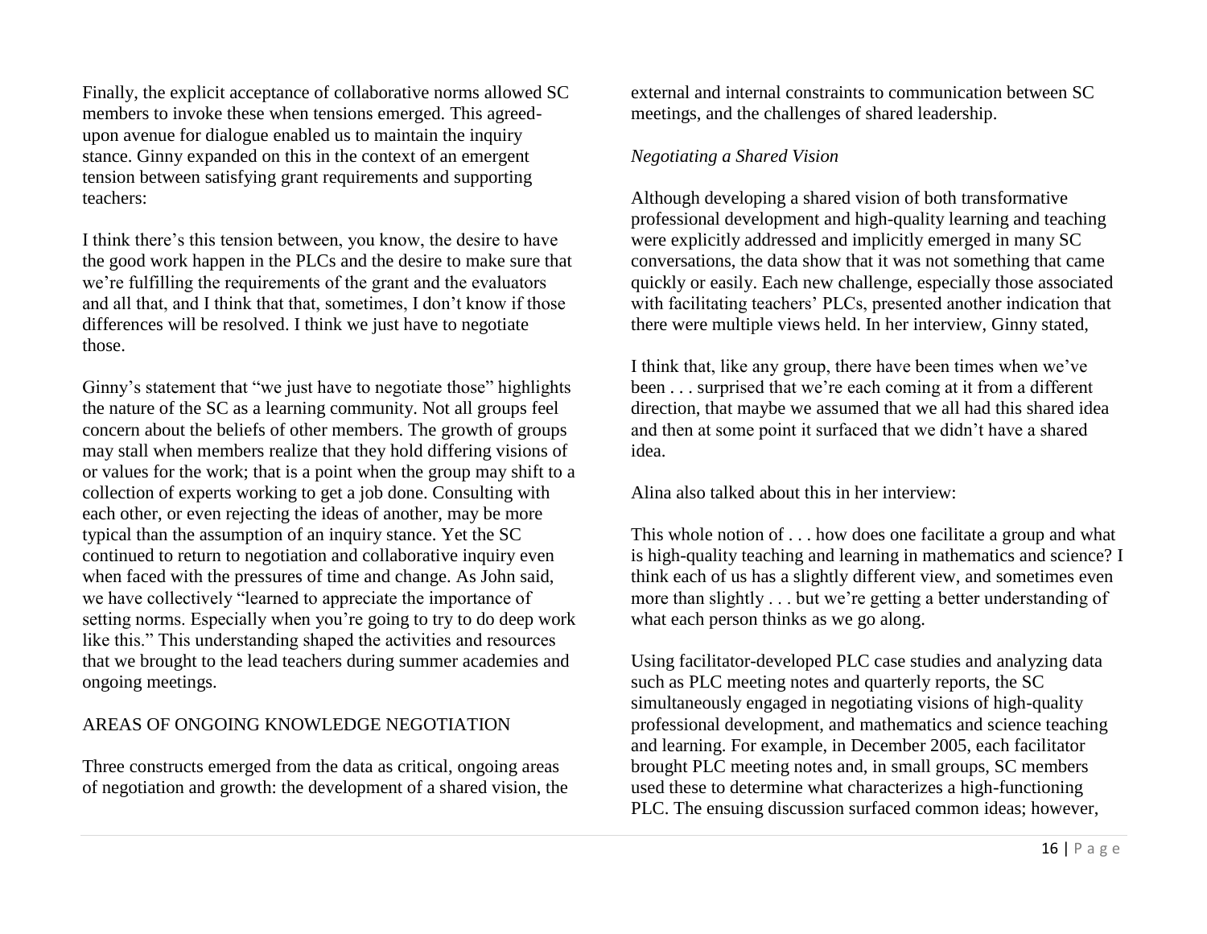Finally, the explicit acceptance of collaborative norms allowed SC members to invoke these when tensions emerged. This agreed-upon avenue for dialogue enabled us to maintain the inquiry stance. Ginny expanded on this in the context of an emergent tension between satisfying grant requirements and supporting teachers:

I think there's this tension between, you know, the desire to have the good work happen in the PLCs and the desire to make sure that we're fulfilling the requirements of the grant and the evaluators and all that, and I think that that, sometimes, I don't know if those differences will be resolved. I think we just have to negotiate those.

Ginny's statement that "we just have to negotiate those" highlights the nature of the SC as a learning community. Not all groups feel concern about the beliefs of other members. The growth of groups may stall when members realize that they hold differing visions of or values for the work; that is a point when the group may shift to a collection of experts working to get a job done. Consulting with each other, or even rejecting the ideas of another, may be more typical than the assumption of an inquiry stance. Yet the SC continued to return to negotiation and collaborative inquiry even when faced with the pressures of time and change. As John said, we have collectively "learned to appreciate the importance of setting norms. Especially when you're going to try to do deep work like this." This understanding shaped the activities and resources that we brought to the lead teachers during summer academies and ongoing meetings.

## AREAS OF ONGOING KNOWLEDGE NEGOTIATION

Three constructs emerged from the data as critical, ongoing areas of negotiation and growth: the development of a shared vision, the external and internal constraints to communication between SC meetings, and the challenges of shared leadership.

### *Negotiating a Shared Vision*

Although developing a shared vision of both transformative professional development and high-quality learning and teaching were explicitly addressed and implicitly emerged in many SC conversations, the data show that it was not something that came quickly or easily. Each new challenge, especially those associated with facilitating teachers' PLCs, presented another indication that there were multiple views held. In her interview, Ginny stated,

I think that, like any group, there have been times when we've been . . . surprised that we're each coming at it from a different direction, that maybe we assumed that we all had this shared idea and then at some point it surfaced that we didn't have a shared idea.

Alina also talked about this in her interview:

This whole notion of . . . how does one facilitate a group and what is high-quality teaching and learning in mathematics and science? I think each of us has a slightly different view, and sometimes even more than slightly . . . but we're getting a better understanding of what each person thinks as we go along.

Using facilitator-developed PLC case studies and analyzing data such as PLC meeting notes and quarterly reports, the SC simultaneously engaged in negotiating visions of high-quality professional development, and mathematics and science teaching and learning. For example, in December 2005, each facilitator brought PLC meeting notes and, in small groups, SC members used these to determine what characterizes a high-functioning PLC. The ensuing discussion surfaced common ideas; however,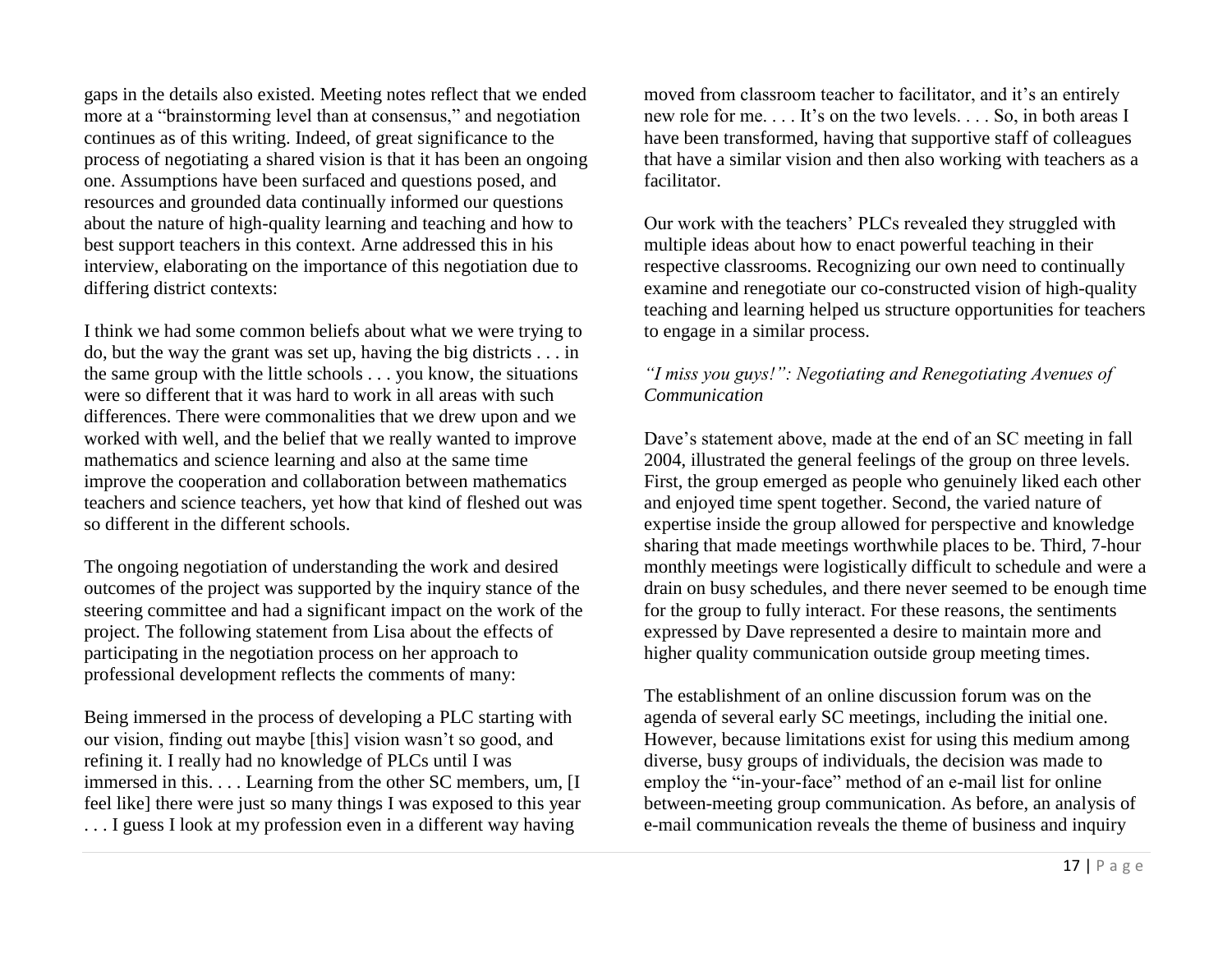gaps in the details also existed. Meeting notes reflect that we ended more at a "brainstorming level than at consensus," and negotiation continues as of this writing. Indeed, of great significance to the process of negotiating a shared vision is that it has been an ongoing one. Assumptions have been surfaced and questions posed, and resources and grounded data continually informed our questions about the nature of high-quality learning and teaching and how to best support teachers in this context. Arne addressed this in his interview, elaborating on the importance of this negotiation due to differing district contexts:

I think we had some common beliefs about what we were trying to do, but the way the grant was set up, having the big districts . . . in the same group with the little schools . . . you know, the situations were so different that it was hard to work in all areas with such differences. There were commonalities that we drew upon and we worked with well, and the belief that we really wanted to improve mathematics and science learning and also at the same time improve the cooperation and collaboration between mathematics teachers and science teachers, yet how that kind of fleshed out was so different in the different schools.

The ongoing negotiation of understanding the work and desired outcomes of the project was supported by the inquiry stance of the steering committee and had a significant impact on the work of the project. The following statement from Lisa about the effects of participating in the negotiation process on her approach to professional development reflects the comments of many:

Being immersed in the process of developing a PLC starting with our vision, finding out maybe [this] vision wasn't so good, and refining it. I really had no knowledge of PLCs until I was immersed in this. . . . Learning from the other SC members, um, [I feel like] there were just so many things I was exposed to this year . . . I guess I look at my profession even in a different way having moved from classroom teacher to facilitator, and it's an entirely new role for me. . . . It's on the two levels. . . . So, in both areas I have been transformed, having that supportive staff of colleagues that have a similar vision and then also working with teachers as a facilitator.

Our work with the teachers' PLCs revealed they struggled with multiple ideas about how to enact powerful teaching in their respective classrooms. Recognizing our own need to continually examine and renegotiate our co-constructed vision of high-quality teaching and learning helped us structure opportunities for teachers to engage in a similar process.

### *"I miss you guys!": Negotiating and Renegotiating Avenues of Communication*

Dave's statement above, made at the end of an SC meeting in fall 2004, illustrated the general feelings of the group on three levels. First, the group emerged as people who genuinely liked each other and enjoyed time spent together. Second, the varied nature of expertise inside the group allowed for perspective and knowledge sharing that made meetings worthwhile places to be. Third, 7-hour monthly meetings were logistically difficult to schedule and were a drain on busy schedules, and there never seemed to be enough time for the group to fully interact. For these reasons, the sentiments expressed by Dave represented a desire to maintain more and higher quality communication outside group meeting times.

The establishment of an online discussion forum was on the agenda of several early SC meetings, including the initial one. However, because limitations exist for using this medium among diverse, busy groups of individuals, the decision was made to employ the "in-your-face" method of an e-mail list for online between-meeting group communication. As before, an analysis of e-mail communication reveals the theme of business and inquiry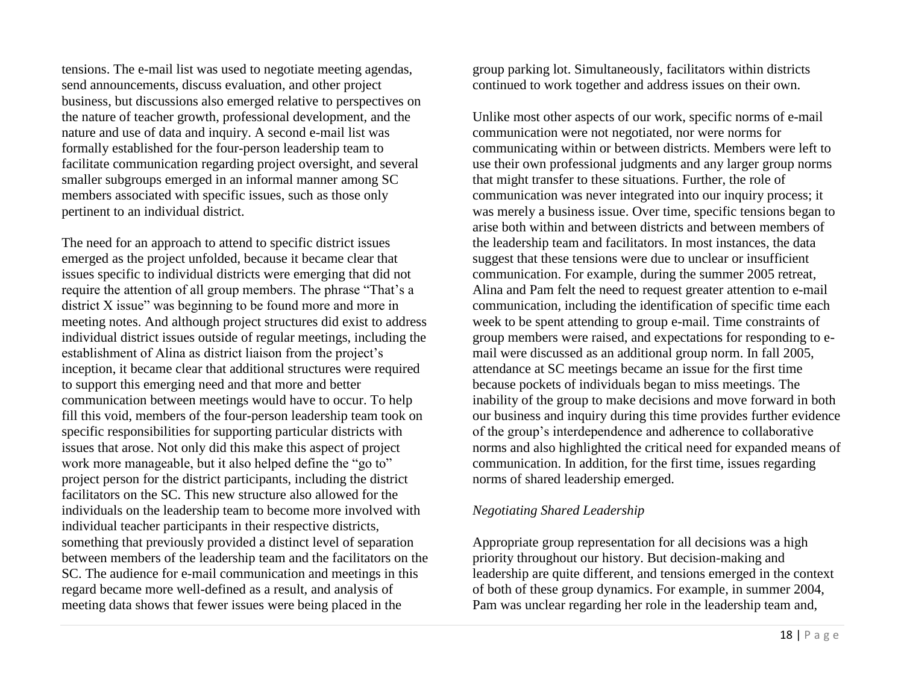tensions. The e-mail list was used to negotiate meeting agendas, send announcements, discuss evaluation, and other project business, but discussions also emerged relative to perspectives on the nature of teacher growth, professional development, and the nature and use of data and inquiry. A second e-mail list was formally established for the four-person leadership team to facilitate communication regarding project oversight, and several smaller subgroups emerged in an informal manner among SC members associated with specific issues, such as those only pertinent to an individual district.

The need for an approach to attend to specific district issues emerged as the project unfolded, because it became clear that issues specific to individual districts were emerging that did not require the attention of all group members. The phrase "That's a district X issue" was beginning to be found more and more in meeting notes. And although project structures did exist to address individual district issues outside of regular meetings, including the establishment of Alina as district liaison from the project's inception, it became clear that additional structures were required to support this emerging need and that more and better communication between meetings would have to occur. To help fill this void, members of the four-person leadership team took on specific responsibilities for supporting particular districts with issues that arose. Not only did this make this aspect of project work more manageable, but it also helped define the "go to" project person for the district participants, including the district facilitators on the SC. This new structure also allowed for the individuals on the leadership team to become more involved with individual teacher participants in their respective districts, something that previously provided a distinct level of separation between members of the leadership team and the facilitators on the SC. The audience for e-mail communication and meetings in this regard became more well-defined as a result, and analysis of meeting data shows that fewer issues were being placed in the group parking lot. Simultaneously, facilitators within districts continued to work together and address issues on their own.

Unlike most other aspects of our work, specific norms of e-mail communication were not negotiated, nor were norms for communicating within or between districts. Members were left to use their own professional judgments and any larger group norms that might transfer to these situations. Further, the role of communication was never integrated into our inquiry process; it was merely a business issue. Over time, specific tensions began to arise both within and between districts and between members of the leadership team and facilitators. In most instances, the data suggest that these tensions were due to unclear or insufficient communication. For example, during the summer 2005 retreat, Alina and Pam felt the need to request greater attention to e-mail communication, including the identification of specific time each week to be spent attending to group e-mail. Time constraints of group members were raised, and expectations for responding to e-mail were discussed as an additional group norm. In fall 2005, attendance at SC meetings became an issue for the first time because pockets of individuals began to miss meetings. The inability of the group to make decisions and move forward in both our business and inquiry during this time provides further evidence of the group's interdependence and adherence to collaborative norms and also highlighted the critical need for expanded means of communication. In addition, for the first time, issues regarding norms of shared leadership emerged.

*Negotiating Shared Leadership*

Appropriate group representation for all decisions was a high priority throughout our history. But decision-making and leadership are quite different, and tensions emerged in the context of both of these group dynamics. For example, in summer 2004, Pam was unclear regarding her role in the leadership team and,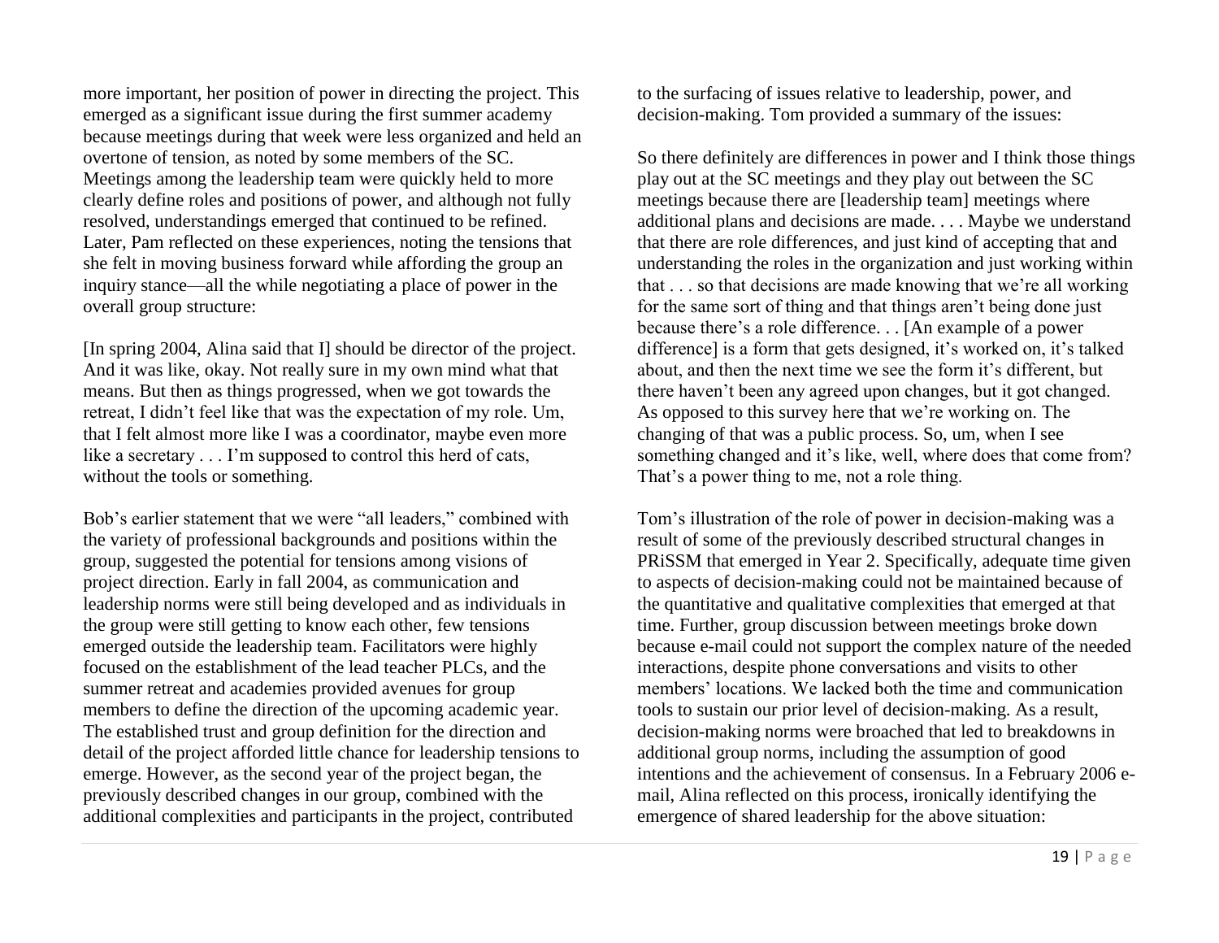more important, her position of power in directing the project. This emerged as a significant issue during the first summer academy because meetings during that week were less organized and held an overtone of tension, as noted by some members of the SC. Meetings among the leadership team were quickly held to more clearly define roles and positions of power, and although not fully resolved, understandings emerged that continued to be refined. Later, Pam reflected on these experiences, noting the tensions that she felt in moving business forward while affording the group an inquiry stance—all the while negotiating a place of power in the overall group structure:

[In spring 2004, Alina said that I] should be director of the project. And it was like, okay. Not really sure in my own mind what that means. But then as things progressed, when we got towards the retreat, I didn't feel like that was the expectation of my role. Um, that I felt almost more like I was a coordinator, maybe even more like a secretary . . . I'm supposed to control this herd of cats, without the tools or something.

Bob's earlier statement that we were "all leaders," combined with the variety of professional backgrounds and positions within the group, suggested the potential for tensions among visions of project direction. Early in fall 2004, as communication and leadership norms were still being developed and as individuals in the group were still getting to know each other, few tensions emerged outside the leadership team. Facilitators were highly focused on the establishment of the lead teacher PLCs, and the summer retreat and academies provided avenues for group members to define the direction of the upcoming academic year. The established trust and group definition for the direction and detail of the project afforded little chance for leadership tensions to emerge. However, as the second year of the project began, the previously described changes in our group, combined with the additional complexities and participants in the project, contributed to the surfacing of issues relative to leadership, power, and decision-making. Tom provided a summary of the issues:

So there definitely are differences in power and I think those things play out at the SC meetings and they play out between the SC meetings because there are [leadership team] meetings where additional plans and decisions are made. . . . Maybe we understand that there are role differences, and just kind of accepting that and understanding the roles in the organization and just working within that . . . so that decisions are made knowing that we're all working for the same sort of thing and that things aren't being done just because there's a role difference. . . [An example of a power difference] is a form that gets designed, it's worked on, it's talked about, and then the next time we see the form it's different, but there haven't been any agreed upon changes, but it got changed. As opposed to this survey here that we're working on. The changing of that was a public process. So, um, when I see something changed and it's like, well, where does that come from? That's a power thing to me, not a role thing.

Tom's illustration of the role of power in decision-making was a result of some of the previously described structural changes in PRiSSM that emerged in Year 2. Specifically, adequate time given to aspects of decision-making could not be maintained because of the quantitative and qualitative complexities that emerged at that time. Further, group discussion between meetings broke down because e-mail could not support the complex nature of the needed interactions, despite phone conversations and visits to other members' locations. We lacked both the time and communication tools to sustain our prior level of decision-making. As a result, decision-making norms were broached that led to breakdowns in additional group norms, including the assumption of good intentions and the achievement of consensus. In a February 2006 e-mail, Alina reflected on this process, ironically identifying the emergence of shared leadership for the above situation: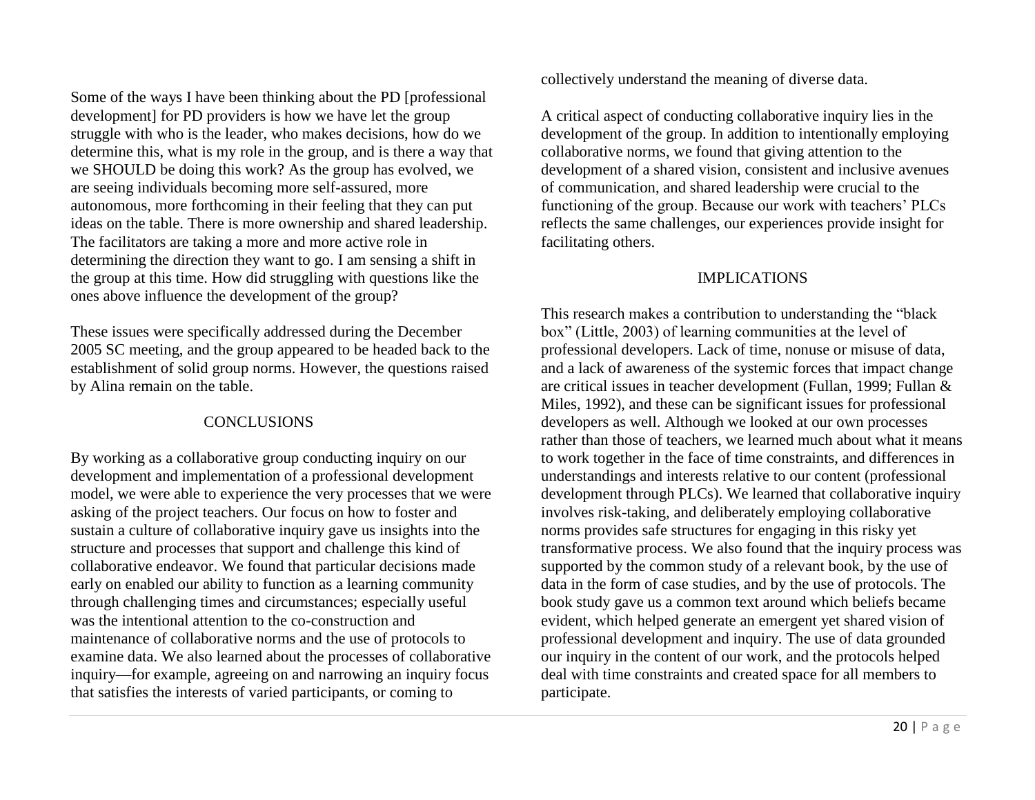Some of the ways I have been thinking about the PD [professional development] for PD providers is how we have let the group struggle with who is the leader, who makes decisions, how do we determine this, what is my role in the group, and is there a way that we SHOULD be doing this work? As the group has evolved, we are seeing individuals becoming more self-assured, more autonomous, more forthcoming in their feeling that they can put ideas on the table. There is more ownership and shared leadership. The facilitators are taking a more and more active role in determining the direction they want to go. I am sensing a shift in the group at this time. How did struggling with questions like the ones above influence the development of the group?

These issues were specifically addressed during the December 2005 SC meeting, and the group appeared to be headed back to the establishment of solid group norms. However, the questions raised by Alina remain on the table.

## CONCLUSIONS

By working as a collaborative group conducting inquiry on our development and implementation of a professional development model, we were able to experience the very processes that we were asking of the project teachers. Our focus on how to foster and sustain a culture of collaborative inquiry gave us insights into the structure and processes that support and challenge this kind of collaborative endeavor. We found that particular decisions made early on enabled our ability to function as a learning community through challenging times and circumstances; especially useful was the intentional attention to the co-construction and maintenance of collaborative norms and the use of protocols to examine data. We also learned about the processes of collaborative inquiry—for example, agreeing on and narrowing an inquiry focus that satisfies the interests of varied participants, or coming to collectively understand the meaning of diverse data.

A critical aspect of conducting collaborative inquiry lies in the development of the group. In addition to intentionally employing collaborative norms, we found that giving attention to the development of a shared vision, consistent and inclusive avenues of communication, and shared leadership were crucial to the functioning of the group. Because our work with teachers' PLCs reflects the same challenges, our experiences provide insight for facilitating others.

## IMPLICATIONS

This research makes a contribution to understanding the "black box" (Little, 2003) of learning communities at the level of professional developers. Lack of time, nonuse or misuse of data, and a lack of awareness of the systemic forces that impact change are critical issues in teacher development (Fullan, 1999; Fullan & Miles, 1992), and these can be significant issues for professional developers as well. Although we looked at our own processes rather than those of teachers, we learned much about what it means to work together in the face of time constraints, and differences in understandings and interests relative to our content (professional development through PLCs). We learned that collaborative inquiry involves risk-taking, and deliberately employing collaborative norms provides safe structures for engaging in this risky yet transformative process. We also found that the inquiry process was supported by the common study of a relevant book, by the use of data in the form of case studies, and by the use of protocols. The book study gave us a common text around which beliefs became evident, which helped generate an emergent yet shared vision of professional development and inquiry. The use of data grounded our inquiry in the content of our work, and the protocols helped deal with time constraints and created space for all members to participate.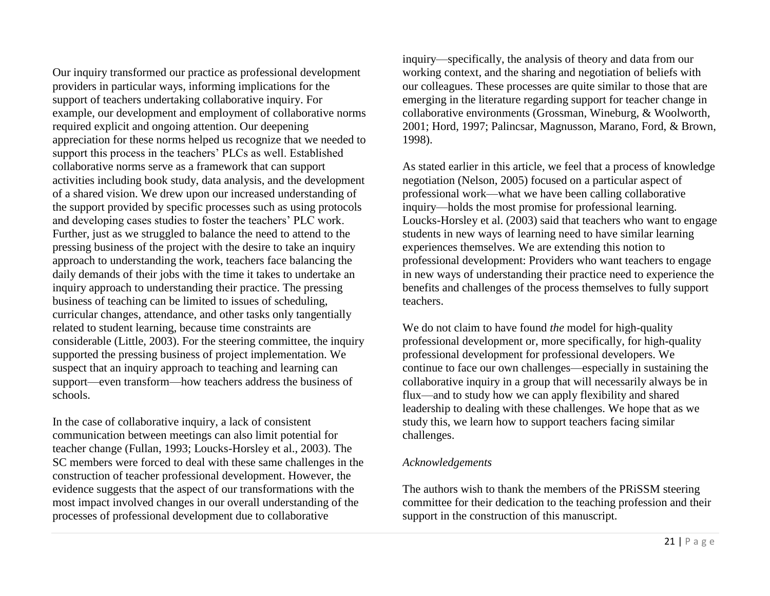Our inquiry transformed our practice as professional development providers in particular ways, informing implications for the support of teachers undertaking collaborative inquiry. For example, our development and employment of collaborative norms required explicit and ongoing attention. Our deepening appreciation for these norms helped us recognize that we needed to support this process in the teachers' PLCs as well. Established collaborative norms serve as a framework that can support activities including book study, data analysis, and the development of a shared vision. We drew upon our increased understanding of the support provided by specific processes such as using protocols and developing cases studies to foster the teachers' PLC work. Further, just as we struggled to balance the need to attend to the pressing business of the project with the desire to take an inquiry approach to understanding the work, teachers face balancing the daily demands of their jobs with the time it takes to undertake an inquiry approach to understanding their practice. The pressing business of teaching can be limited to issues of scheduling, curricular changes, attendance, and other tasks only tangentially related to student learning, because time constraints are considerable (Little, 2003). For the steering committee, the inquiry supported the pressing business of project implementation. We suspect that an inquiry approach to teaching and learning can support—even transform—how teachers address the business of schools.

In the case of collaborative inquiry, a lack of consistent communication between meetings can also limit potential for teacher change (Fullan, 1993; Loucks-Horsley et al., 2003). The SC members were forced to deal with these same challenges in the construction of teacher professional development. However, the evidence suggests that the aspect of our transformations with the most impact involved changes in our overall understanding of the processes of professional development due to collaborative inquiry—specifically, the analysis of theory and data from our working context, and the sharing and negotiation of beliefs with our colleagues. These processes are quite similar to those that are emerging in the literature regarding support for teacher change in collaborative environments (Grossman, Wineburg, & Woolworth, 2001; Hord, 1997; Palincsar, Magnusson, Marano, Ford, & Brown, 1998).

As stated earlier in this article, we feel that a process of knowledge negotiation (Nelson, 2005) focused on a particular aspect of professional work—what we have been calling collaborative inquiry—holds the most promise for professional learning. Loucks-Horsley et al. (2003) said that teachers who want to engage students in new ways of learning need to have similar learning experiences themselves. We are extending this notion to professional development: Providers who want teachers to engage in new ways of understanding their practice need to experience the benefits and challenges of the process themselves to fully support teachers.

We do not claim to have found *the* model for high-quality professional development or, more specifically, for high-quality professional development for professional developers. We continue to face our own challenges—especially in sustaining the collaborative inquiry in a group that will necessarily always be in flux—and to study how we can apply flexibility and shared leadership to dealing with these challenges. We hope that as we study this, we learn how to support teachers facing similar challenges.

*Acknowledgements*

The authors wish to thank the members of the PRiSSM steering committee for their dedication to the teaching profession and their support in the construction of this manuscript.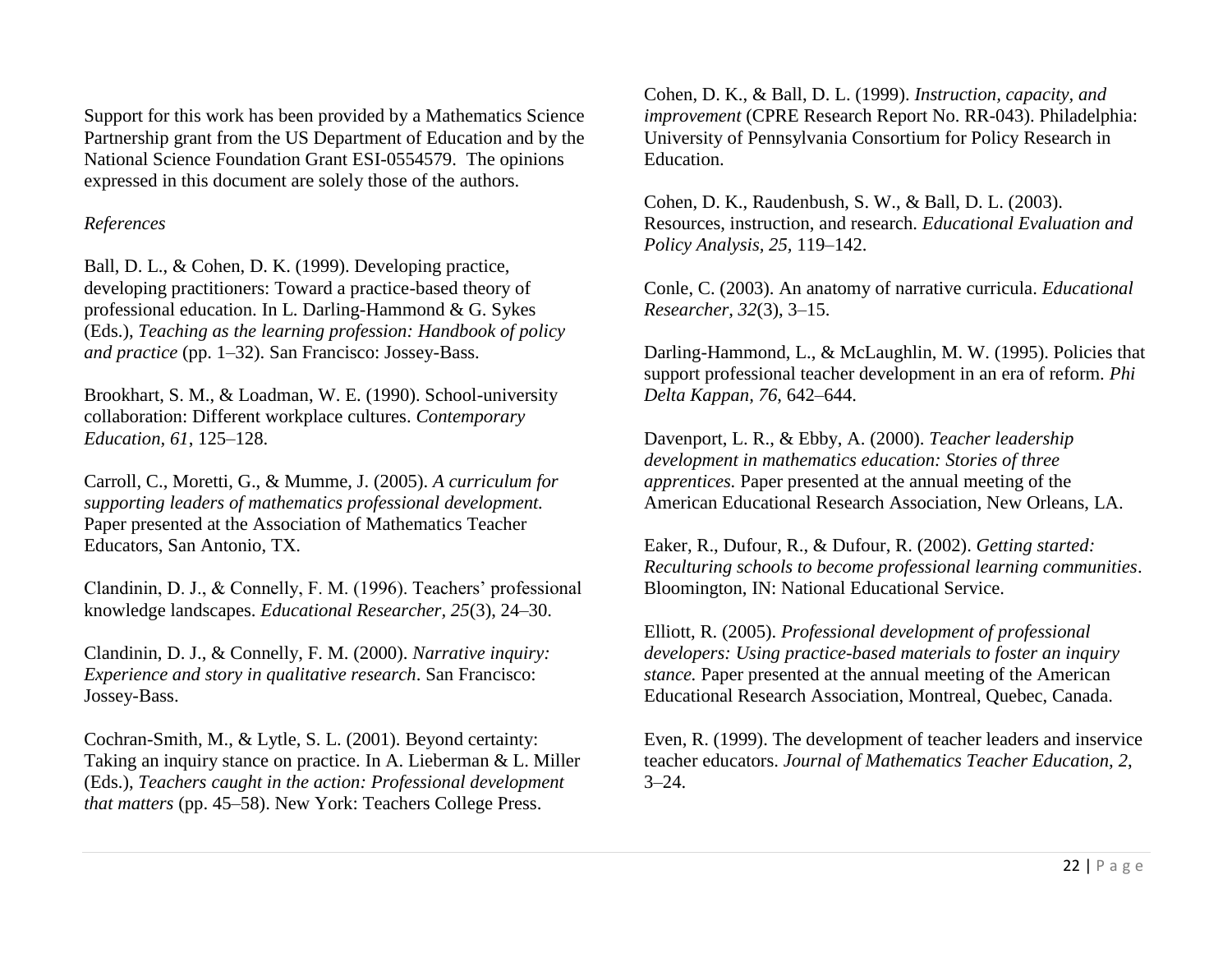Support for this work has been provided by a Mathematics Science Partnership grant from the US Department of Education and by the National Science Foundation Grant ESI-0554579. The opinions expressed in this document are solely those of the authors.

*References*

Ball, D. L., & Cohen, D. K. (1999). Developing practice, developing practitioners: Toward a practice-based theory of professional education. In L. Darling-Hammond & G. Sykes (Eds.), *Teaching as the learning profession: Handbook of policy and practice* (pp. 1–32). San Francisco: Jossey-Bass.

Brookhart, S. M., & Loadman, W. E. (1990). School-university collaboration: Different workplace cultures. *Contemporary Education*, *61*, 125–128.

Carroll, C., Moretti, G., & Mumme, J. (2005). *A curriculum for supporting leaders of mathematics professional development.* Paper presented at the Association of Mathematics Teacher Educators, San Antonio, TX.

Clandinin, D. J., & Connelly, F. M. (1996). Teachers' professional knowledge landscapes. *Educational Researcher, 25*(3), 24–30.

Clandinin, D. J., & Connelly, F. M. (2000). *Narrative inquiry: Experience and story in qualitative research*. San Francisco: Jossey-Bass.

Cochran-Smith, M., & Lytle, S. L. (2001). Beyond certainty: Taking an inquiry stance on practice. In A. Lieberman & L. Miller (Eds.), *Teachers caught in the action: Professional development that matters* (pp. 45–58). New York: Teachers College Press.

Cohen, D. K., & Ball, D. L. (1999). *Instruction, capacity, and improvement* (CPRE Research Report No. RR-043). Philadelphia: University of Pennsylvania Consortium for Policy Research in Education.

Cohen, D. K., Raudenbush, S. W., & Ball, D. L. (2003). Resources, instruction, and research. *Educational Evaluation and Policy Analysis, 25,* 119–142.

Conle, C. (2003). An anatomy of narrative curricula. *Educational Researcher, 32*(3), 3–15.

Darling-Hammond, L., & McLaughlin, M. W. (1995). Policies that support professional teacher development in an era of reform. *Phi Delta Kappan*, *76*, 642–644.

Davenport, L. R., & Ebby, A. (2000). *Teacher leadership development in mathematics education: Stories of three apprentices.* Paper presented at the annual meeting of the American Educational Research Association, New Orleans, LA.

Eaker, R., Dufour, R., & Dufour, R. (2002). *Getting started: Reculturing schools to become professional learning communities*. Bloomington, IN: National Educational Service.

Elliott, R. (2005). *Professional development of professional developers: Using practice-based materials to foster an inquiry stance.* Paper presented at the annual meeting of the American Educational Research Association, Montreal, Quebec, Canada.

Even, R. (1999). The development of teacher leaders and inservice teacher educators. *Journal of Mathematics Teacher Education, 2*, 3–24.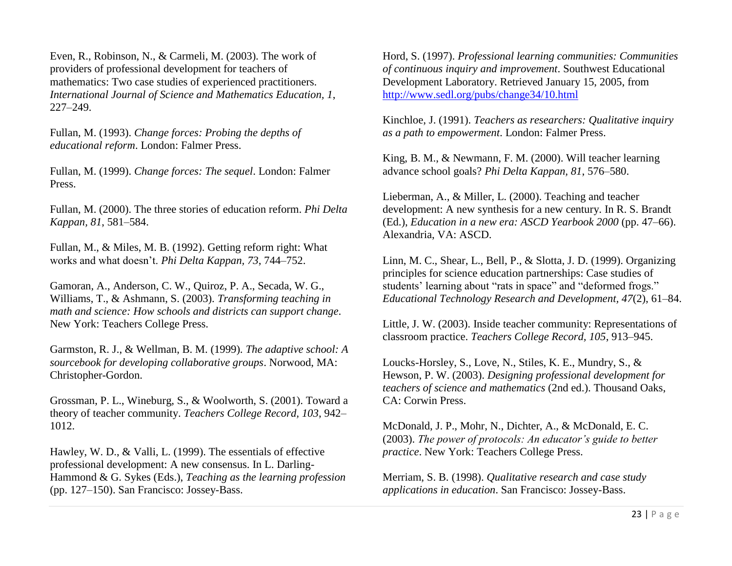Even, R., Robinson, N., & Carmeli, M. (2003). The work of providers of professional development for teachers of mathematics: Two case studies of experienced practitioners. *International Journal of Science and Mathematics Education, 1*, 227–249.

Fullan, M. (1993). *Change forces: Probing the depths of educational reform*. London: Falmer Press.

Fullan, M. (1999). *Change forces: The sequel*. London: Falmer Press.

Fullan, M. (2000). The three stories of education reform. *Phi Delta Kappan, 81*, 581–584.

Fullan, M., & Miles, M. B. (1992). Getting reform right: What works and what doesn't. *Phi Delta Kappan, 73*, 744–752.

Gamoran, A., Anderson, C. W., Quiroz, P. A., Secada, W. G., Williams, T., & Ashmann, S. (2003). *Transforming teaching in math and science: How schools and districts can support change*. New York: Teachers College Press.

Garmston, R. J., & Wellman, B. M. (1999). *The adaptive school: A sourcebook for developing collaborative groups*. Norwood, MA: Christopher-Gordon.

Grossman, P. L., Wineburg, S., & Woolworth, S. (2001). Toward a theory of teacher community. *Teachers College Record, 103*, 942–1012.

Hawley, W. D., & Valli, L. (1999). The essentials of effective professional development: A new consensus. In L. Darling-Hammond & G. Sykes (Eds.), *Teaching as the learning profession* (pp. 127–150). San Francisco: Jossey-Bass.

Hord, S. (1997). *Professional learning communities: Communities of continuous inquiry and improvement*. Southwest Educational Development Laboratory. Retrieved January 15, 2005, from http://www.sedl.org/pubs/change34/10.html

Kinchloe, J. (1991). *Teachers as researchers: Qualitative inquiry as a path to empowerment*. London: Falmer Press.

King, B. M., & Newmann, F. M. (2000). Will teacher learning advance school goals? *Phi Delta Kappan, 81*, 576–580.

Lieberman, A., & Miller, L. (2000). Teaching and teacher development: A new synthesis for a new century. In R. S. Brandt (Ed.), *Education in a new era: ASCD Yearbook 2000* (pp. 47–66). Alexandria, VA: ASCD.

Linn, M. C., Shear, L., Bell, P., & Slotta, J. D. (1999). Organizing principles for science education partnerships: Case studies of students' learning about "rats in space" and "deformed frogs." *Educational Technology Research and Development, 47*(2), 61–84.

Little, J. W. (2003). Inside teacher community: Representations of classroom practice. *Teachers College Record, 105*, 913–945.

Loucks-Horsley, S., Love, N., Stiles, K. E., Mundry, S., & Hewson, P. W. (2003). *Designing professional development for teachers of science and mathematics* (2nd ed.). Thousand Oaks, CA: Corwin Press.

McDonald, J. P., Mohr, N., Dichter, A., & McDonald, E. C. (2003). *The power of protocols: An educator's guide to better practice*. New York: Teachers College Press.

Merriam, S. B. (1998). *Qualitative research and case study applications in education*. San Francisco: Jossey-Bass.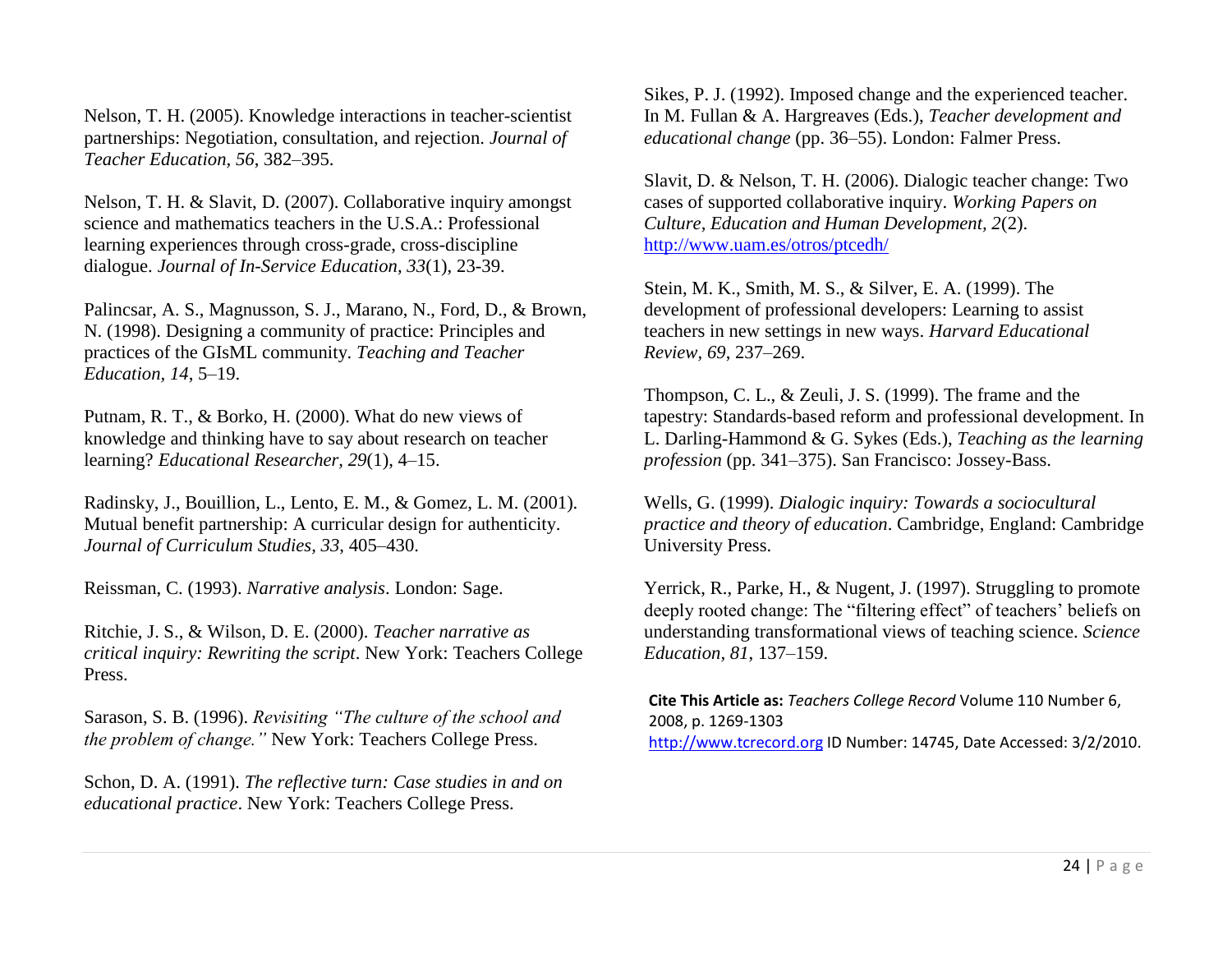Nelson, T. H. (2005). Knowledge interactions in teacher-scientist partnerships: Negotiation, consultation, and rejection. *Journal of Teacher Education, 56*, 382–395.

Nelson, T. H. & Slavit, D. (2007). Collaborative inquiry amongst science and mathematics teachers in the U.S.A.: Professional learning experiences through cross-grade, cross-discipline dialogue. *Journal of In-Service Education, 33*(1), 23-39.

Palincsar, A. S., Magnusson, S. J., Marano, N., Ford, D., & Brown, N. (1998). Designing a community of practice: Principles and practices of the GIsML community. *Teaching and Teacher Education, 14*, 5–19.

Putnam, R. T., & Borko, H. (2000). What do new views of knowledge and thinking have to say about research on teacher learning? *Educational Researcher, 29*(1), 4–15.

Radinsky, J., Bouillion, L., Lento, E. M., & Gomez, L. M. (2001). Mutual benefit partnership: A curricular design for authenticity. *Journal of Curriculum Studies, 33*, 405–430.

Reissman, C. (1993). *Narrative analysis*. London: Sage.

Ritchie, J. S., & Wilson, D. E. (2000). *Teacher narrative as critical inquiry: Rewriting the script*. New York: Teachers College Press.

Sarason, S. B. (1996). *Revisiting "The culture of the school and the problem of change."* New York: Teachers College Press.

Schon, D. A. (1991). *The reflective turn: Case studies in and on educational practice*. New York: Teachers College Press.

Sikes, P. J. (1992). Imposed change and the experienced teacher. In M. Fullan & A. Hargreaves (Eds.), *Teacher development and educational change* (pp. 36–55). London: Falmer Press.

Slavit, D. & Nelson, T. H. (2006). Dialogic teacher change: Two cases of supported collaborative inquiry. *Working Papers on Culture, Education and Human Development, 2*(2). http://www.uam.es/otros/ptcedh/

Stein, M. K., Smith, M. S., & Silver, E. A. (1999). The development of professional developers: Learning to assist teachers in new settings in new ways. *Harvard Educational Review, 69*, 237–269.

Thompson, C. L., & Zeuli, J. S. (1999). The frame and the tapestry: Standards-based reform and professional development. In L. Darling-Hammond & G. Sykes (Eds.), *Teaching as the learning profession* (pp. 341–375). San Francisco: Jossey-Bass.

Wells, G. (1999). *Dialogic inquiry: Towards a sociocultural practice and theory of education*. Cambridge, England: Cambridge University Press.

Yerrick, R., Parke, H., & Nugent, J. (1997). Struggling to promote deeply rooted change: The "filtering effect" of teachers' beliefs on understanding transformational views of teaching science. *Science Education, 81*, 137–159.

**Cite This Article as:** *Teachers College Record* Volume 110 Number 6, 2008, p. 1269-1303
http://www.tcrecord.org ID Number: 14745, Date Accessed: 3/2/2010.